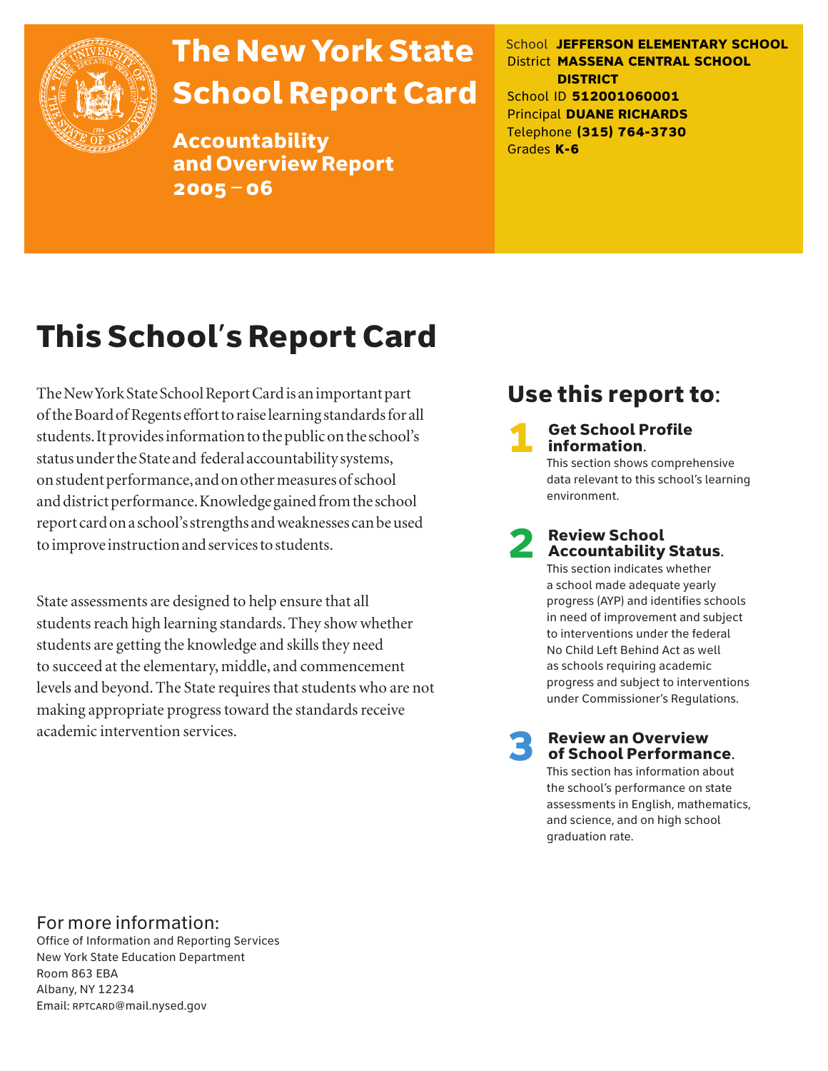# The New York State School Report Card

**Accountability and Overview Report 2005 – 06**

School **JEFFERSON ELEMENTARY SCHOOL**
District **MASSENA CENTRAL SCHOOL DISTRICT**
School ID **512001060001**
Principal **DUANE RICHARDS**
Telephone **(315) 764-3730**
Grades **K-6**

## This School's Report Card

The New York State School Report Card is an important part of the Board of Regents effort to raise learning standards for all students. It provides information to the public on the school's status under the State and federal accountability systems, on student performance, and on other measures of school and district performance. Knowledge gained from the school report card on a school's strengths and weaknesses can be used to improve instruction and services to students.

State assessments are designed to help ensure that all students reach high learning standards. They show whether students are getting the knowledge and skills they need to succeed at the elementary, middle, and commencement levels and beyond. The State requires that students who are not making appropriate progress toward the standards receive academic intervention services.

## Use this report to:

**1 Get School Profile information.**
This section shows comprehensive data relevant to this school's learning environment.

**2 Review School Accountability Status.**
This section indicates whether a school made adequate yearly progress (AYP) and identifies schools in need of improvement and subject to interventions under the federal No Child Left Behind Act as well as schools requiring academic progress and subject to interventions under Commissioner's Regulations.

**3 Review an Overview of School Performance.**
This section has information about the school's performance on state assessments in English, mathematics, and science, and on high school graduation rate.

For more information:
Office of Information and Reporting Services
New York State Education Department
Room 863 EBA
Albany, NY 12234
Email: RPTCARD@mail.nysed.gov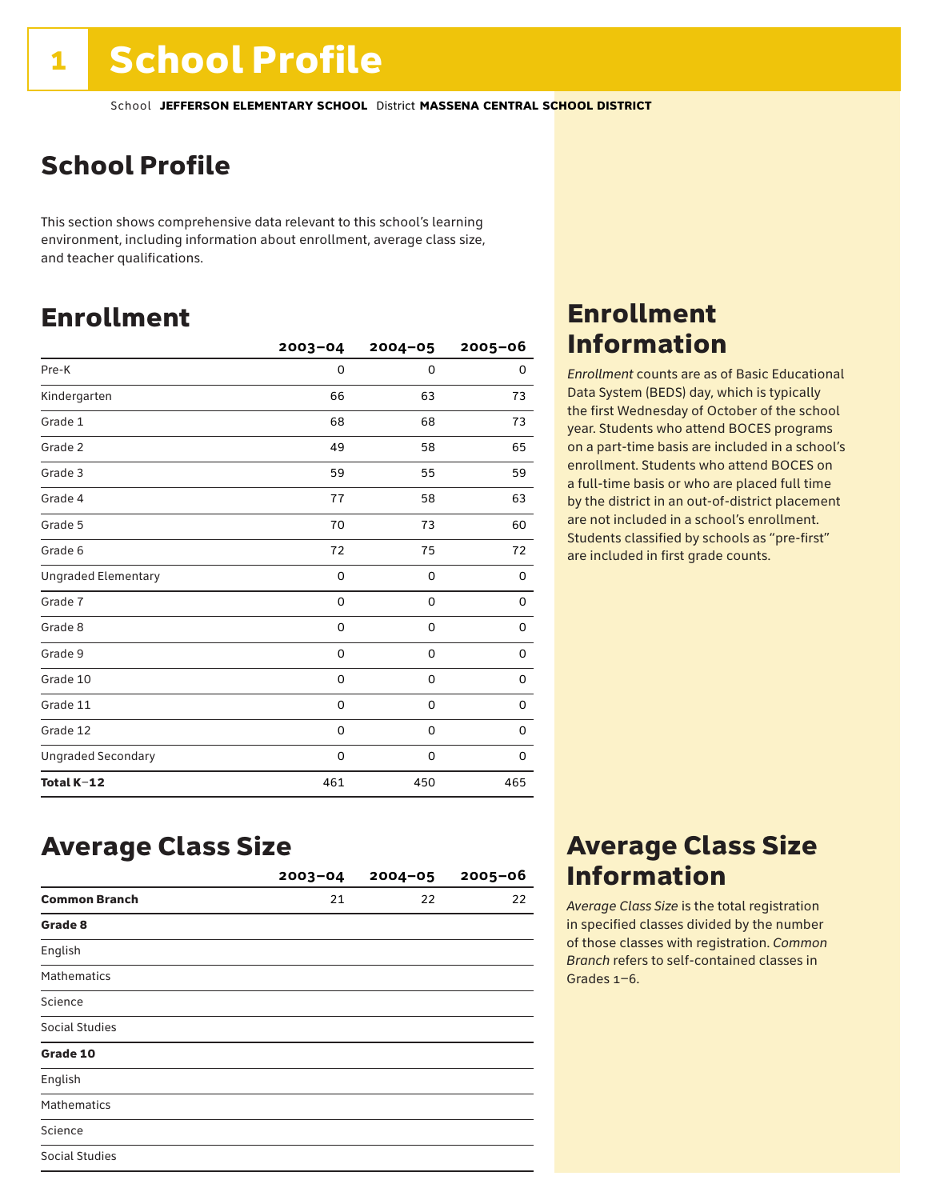# 1 School Profile

School **JEFFERSON ELEMENTARY SCHOOL** District **MASSENA CENTRAL SCHOOL DISTRICT**

## School Profile

This section shows comprehensive data relevant to this school's learning environment, including information about enrollment, average class size, and teacher qualifications.

## Enrollment

| | 2003–04 | 2004–05 | 2005–06 |
|---|---|---|---|
| Pre-K | 0 | 0 | 0 |
| Kindergarten | 66 | 63 | 73 |
| Grade 1 | 68 | 68 | 73 |
| Grade 2 | 49 | 58 | 65 |
| Grade 3 | 59 | 55 | 59 |
| Grade 4 | 77 | 58 | 63 |
| Grade 5 | 70 | 73 | 60 |
| Grade 6 | 72 | 75 | 72 |
| Ungraded Elementary | 0 | 0 | 0 |
| Grade 7 | 0 | 0 | 0 |
| Grade 8 | 0 | 0 | 0 |
| Grade 9 | 0 | 0 | 0 |
| Grade 10 | 0 | 0 | 0 |
| Grade 11 | 0 | 0 | 0 |
| Grade 12 | 0 | 0 | 0 |
| Ungraded Secondary | 0 | 0 | 0 |
| **Total K–12** | 461 | 450 | 465 |

## Enrollment Information

*Enrollment* counts are as of Basic Educational Data System (BEDS) day, which is typically the first Wednesday of October of the school year. Students who attend BOCES programs on a part-time basis are included in a school's enrollment. Students who attend BOCES on a full-time basis or who are placed full time by the district in an out-of-district placement are not included in a school's enrollment. Students classified by schools as "pre-first" are included in first grade counts.

## Average Class Size

| | 2003–04 | 2004–05 | 2005–06 |
|---|---|---|---|
| **Common Branch** | 21 | 22 | 22 |
| **Grade 8** | | | |
| English | | | |
| Mathematics | | | |
| Science | | | |
| Social Studies | | | |
| **Grade 10** | | | |
| English | | | |
| Mathematics | | | |
| Science | | | |
| Social Studies | | | |

## Average Class Size Information

*Average Class Size* is the total registration in specified classes divided by the number of those classes with registration. *Common Branch* refers to self-contained classes in Grades 1–6.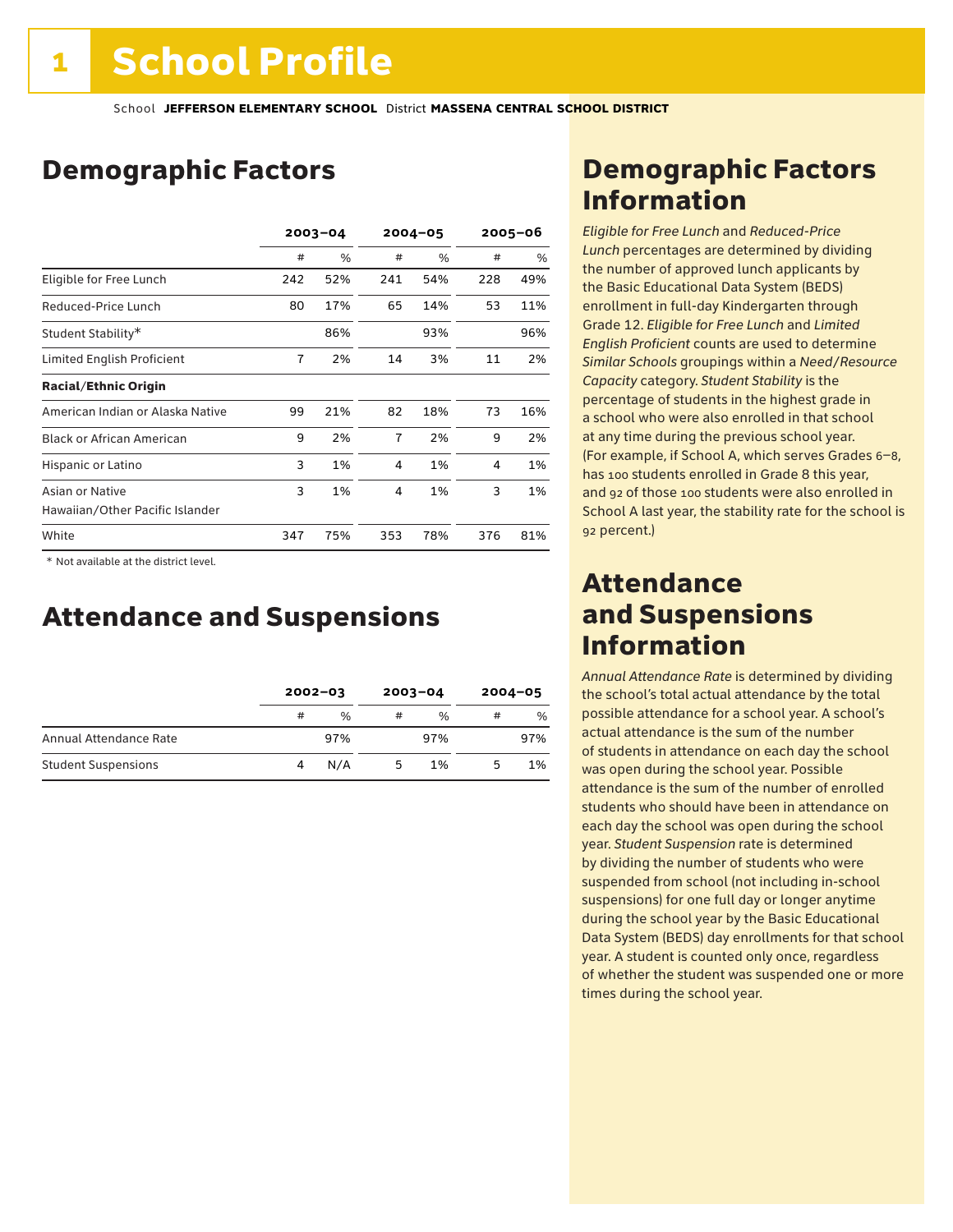# 1 School Profile

School **JEFFERSON ELEMENTARY SCHOOL** District **MASSENA CENTRAL SCHOOL DISTRICT**

## Demographic Factors

| | 2003–04 | | 2004–05 | | 2005–06 | |
|---|---|---|---|---|---|---|
| | # | % | # | % | # | % |
| Eligible for Free Lunch | 242 | 52% | 241 | 54% | 228 | 49% |
| Reduced-Price Lunch | 80 | 17% | 65 | 14% | 53 | 11% |
| Student Stability* | | 86% | | 93% | | 96% |
| Limited English Proficient | 7 | 2% | 14 | 3% | 11 | 2% |
| **Racial/Ethnic Origin** | | | | | | |
| American Indian or Alaska Native | 99 | 21% | 82 | 18% | 73 | 16% |
| Black or African American | 9 | 2% | 7 | 2% | 9 | 2% |
| Hispanic or Latino | 3 | 1% | 4 | 1% | 4 | 1% |
| Asian or Native Hawaiian/Other Pacific Islander | 3 | 1% | 4 | 1% | 3 | 1% |
| White | 347 | 75% | 353 | 78% | 376 | 81% |

\* Not available at the district level.

## Attendance and Suspensions

| | 2002–03 | | 2003–04 | | 2004–05 | |
|---|---|---|---|---|---|---|
| | # | % | # | % | # | % |
| Annual Attendance Rate | | 97% | | 97% | | 97% |
| Student Suspensions | 4 | N/A | 5 | 1% | 5 | 1% |

## Demographic Factors Information

*Eligible for Free Lunch* and *Reduced-Price Lunch* percentages are determined by dividing the number of approved lunch applicants by the Basic Educational Data System (BEDS) enrollment in full-day Kindergarten through Grade 12. *Eligible for Free Lunch* and *Limited English Proficient* counts are used to determine *Similar Schools* groupings within a *Need/Resource Capacity* category. *Student Stability* is the percentage of students in the highest grade in a school who were also enrolled in that school at any time during the previous school year. (For example, if School A, which serves Grades 6–8, has 100 students enrolled in Grade 8 this year, and 92 of those 100 students were also enrolled in School A last year, the stability rate for the school is 92 percent.)

## Attendance and Suspensions Information

*Annual Attendance Rate* is determined by dividing the school's total actual attendance by the total possible attendance for a school year. A school's actual attendance is the sum of the number of students in attendance on each day the school was open during the school year. Possible attendance is the sum of the number of enrolled students who should have been in attendance on each day the school was open during the school year. *Student Suspension* rate is determined by dividing the number of students who were suspended from school (not including in-school suspensions) for one full day or longer anytime during the school year by the Basic Educational Data System (BEDS) day enrollments for that school year. A student is counted only once, regardless of whether the student was suspended one or more times during the school year.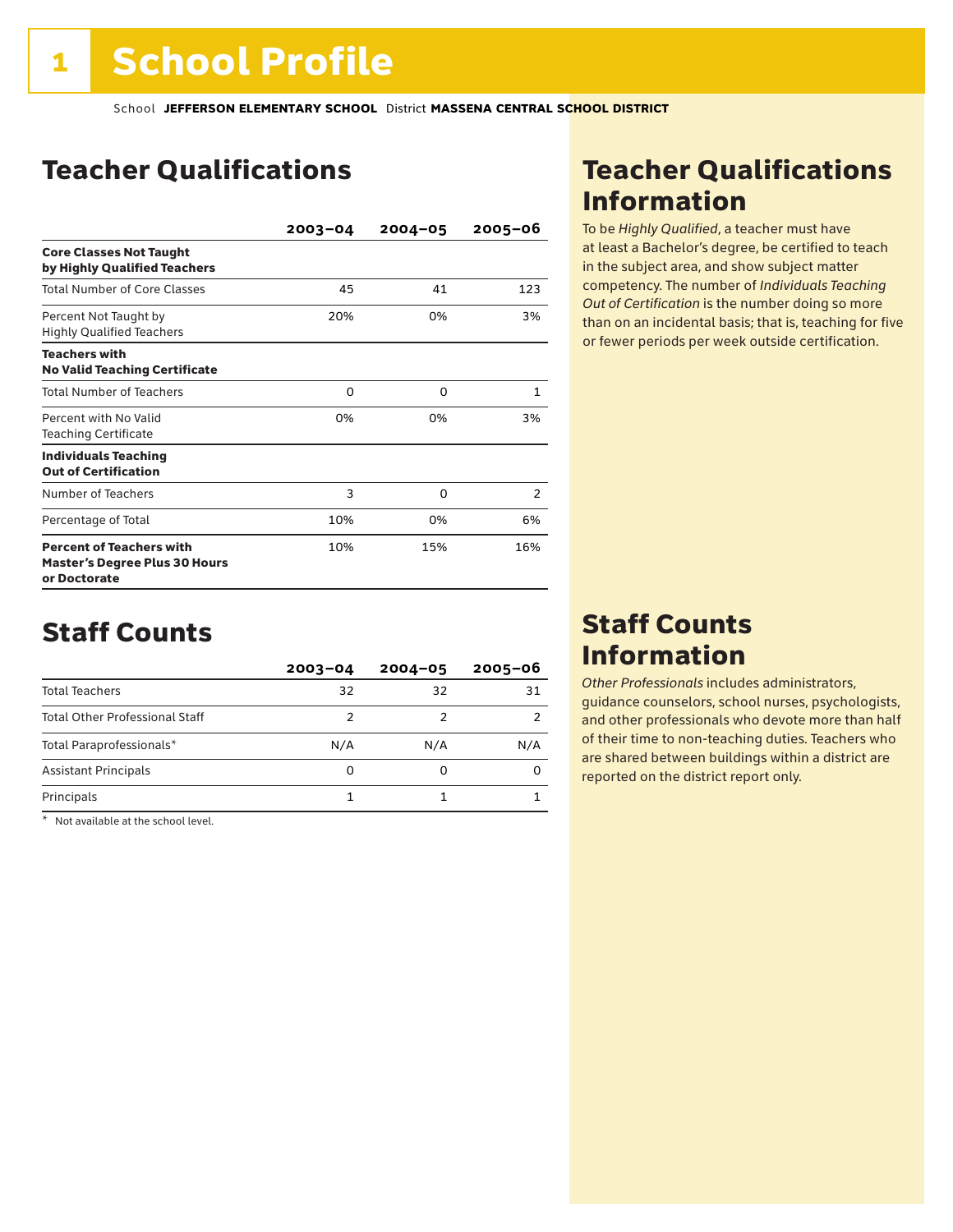# 1 School Profile

School **JEFFERSON ELEMENTARY SCHOOL** District **MASSENA CENTRAL SCHOOL DISTRICT**

## Teacher Qualifications

| | 2003–04 | 2004–05 | 2005–06 |
|---|---|---|---|
| **Core Classes Not Taught by Highly Qualified Teachers** | | | |
| Total Number of Core Classes | 45 | 41 | 123 |
| Percent Not Taught by Highly Qualified Teachers | 20% | 0% | 3% |
| **Teachers with No Valid Teaching Certificate** | | | |
| Total Number of Teachers | 0 | 0 | 1 |
| Percent with No Valid Teaching Certificate | 0% | 0% | 3% |
| **Individuals Teaching Out of Certification** | | | |
| Number of Teachers | 3 | 0 | 2 |
| Percentage of Total | 10% | 0% | 6% |
| **Percent of Teachers with Master's Degree Plus 30 Hours or Doctorate** | 10% | 15% | 16% |

## Teacher Qualifications Information

To be *Highly Qualified*, a teacher must have at least a Bachelor's degree, be certified to teach in the subject area, and show subject matter competency. The number of *Individuals Teaching Out of Certification* is the number doing so more than on an incidental basis; that is, teaching for five or fewer periods per week outside certification.

## Staff Counts

| | 2003–04 | 2004–05 | 2005–06 |
|---|---|---|---|
| Total Teachers | 32 | 32 | 31 |
| Total Other Professional Staff | 2 | 2 | 2 |
| Total Paraprofessionals* | N/A | N/A | N/A |
| Assistant Principals | 0 | 0 | 0 |
| Principals | 1 | 1 | 1 |

\* Not available at the school level.

## Staff Counts Information

*Other Professionals* includes administrators, guidance counselors, school nurses, psychologists, and other professionals who devote more than half of their time to non-teaching duties. Teachers who are shared between buildings within a district are reported on the district report only.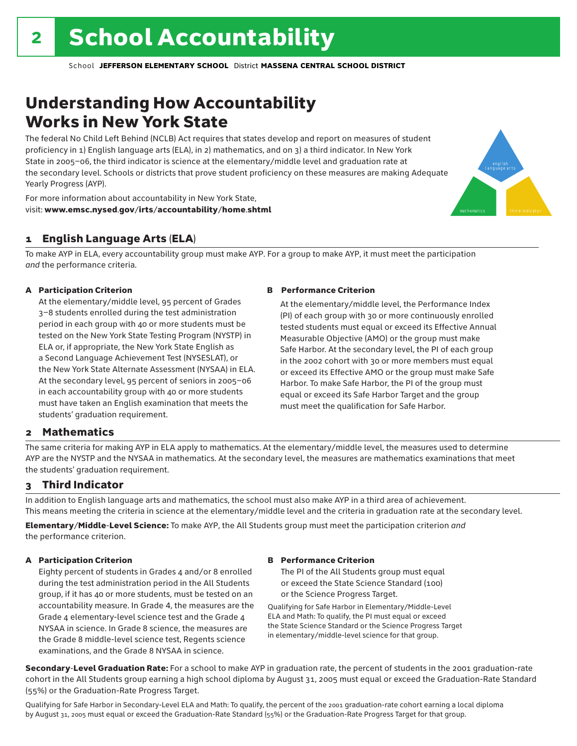# 2 School Accountability

School **JEFFERSON ELEMENTARY SCHOOL** District **MASSENA CENTRAL SCHOOL DISTRICT**

## Understanding How Accountability Works in New York State

The federal No Child Left Behind (NCLB) Act requires that states develop and report on measures of student proficiency in 1) English language arts (ELA), in 2) mathematics, and on 3) a third indicator. In New York State in 2005–06, the third indicator is science at the elementary/middle level and graduation rate at the secondary level. Schools or districts that prove student proficiency on these measures are making Adequate Yearly Progress (AYP).

For more information about accountability in New York State, visit: **www.emsc.nysed.gov/irts/accountability/home.shtml**

english language arts

mathematics

third indicator

### 1 English Language Arts (ELA)

To make AYP in ELA, every accountability group must make AYP. For a group to make AYP, it must meet the participation *and* the performance criteria.

**A Participation Criterion**

At the elementary/middle level, 95 percent of Grades 3–8 students enrolled during the test administration period in each group with 40 or more students must be tested on the New York State Testing Program (NYSTP) in ELA or, if appropriate, the New York State English as a Second Language Achievement Test (NYSESLAT), or the New York State Alternate Assessment (NYSAA) in ELA. At the secondary level, 95 percent of seniors in 2005–06 in each accountability group with 40 or more students must have taken an English examination that meets the students' graduation requirement.

**B Performance Criterion**

At the elementary/middle level, the Performance Index (PI) of each group with 30 or more continuously enrolled tested students must equal or exceed its Effective Annual Measurable Objective (AMO) or the group must make Safe Harbor. At the secondary level, the PI of each group in the 2002 cohort with 30 or more members must equal or exceed its Effective AMO or the group must make Safe Harbor. To make Safe Harbor, the PI of the group must equal or exceed its Safe Harbor Target and the group must meet the qualification for Safe Harbor.

### 2 Mathematics

The same criteria for making AYP in ELA apply to mathematics. At the elementary/middle level, the measures used to determine AYP are the NYSTP and the NYSAA in mathematics. At the secondary level, the measures are mathematics examinations that meet the students' graduation requirement.

### 3 Third Indicator

In addition to English language arts and mathematics, the school must also make AYP in a third area of achievement. This means meeting the criteria in science at the elementary/middle level and the criteria in graduation rate at the secondary level.

**Elementary/Middle-Level Science:** To make AYP, the All Students group must meet the participation criterion *and* the performance criterion.

**A Participation Criterion**

Eighty percent of students in Grades 4 and/or 8 enrolled during the test administration period in the All Students group, if it has 40 or more students, must be tested on an accountability measure. In Grade 4, the measures are the Grade 4 elementary-level science test and the Grade 4 NYSAA in science. In Grade 8 science, the measures are the Grade 8 middle-level science test, Regents science examinations, and the Grade 8 NYSAA in science.

**B Performance Criterion**

The PI of the All Students group must equal or exceed the State Science Standard (100) or the Science Progress Target.

Qualifying for Safe Harbor in Elementary/Middle-Level ELA and Math: To qualify, the PI must equal or exceed the State Science Standard or the Science Progress Target in elementary/middle-level science for that group.

**Secondary-Level Graduation Rate:** For a school to make AYP in graduation rate, the percent of students in the 2001 graduation-rate cohort in the All Students group earning a high school diploma by August 31, 2005 must equal or exceed the Graduation-Rate Standard (55%) or the Graduation-Rate Progress Target.

Qualifying for Safe Harbor in Secondary-Level ELA and Math: To qualify, the percent of the 2001 graduation-rate cohort earning a local diploma by August 31, 2005 must equal or exceed the Graduation-Rate Standard (55%) or the Graduation-Rate Progress Target for that group.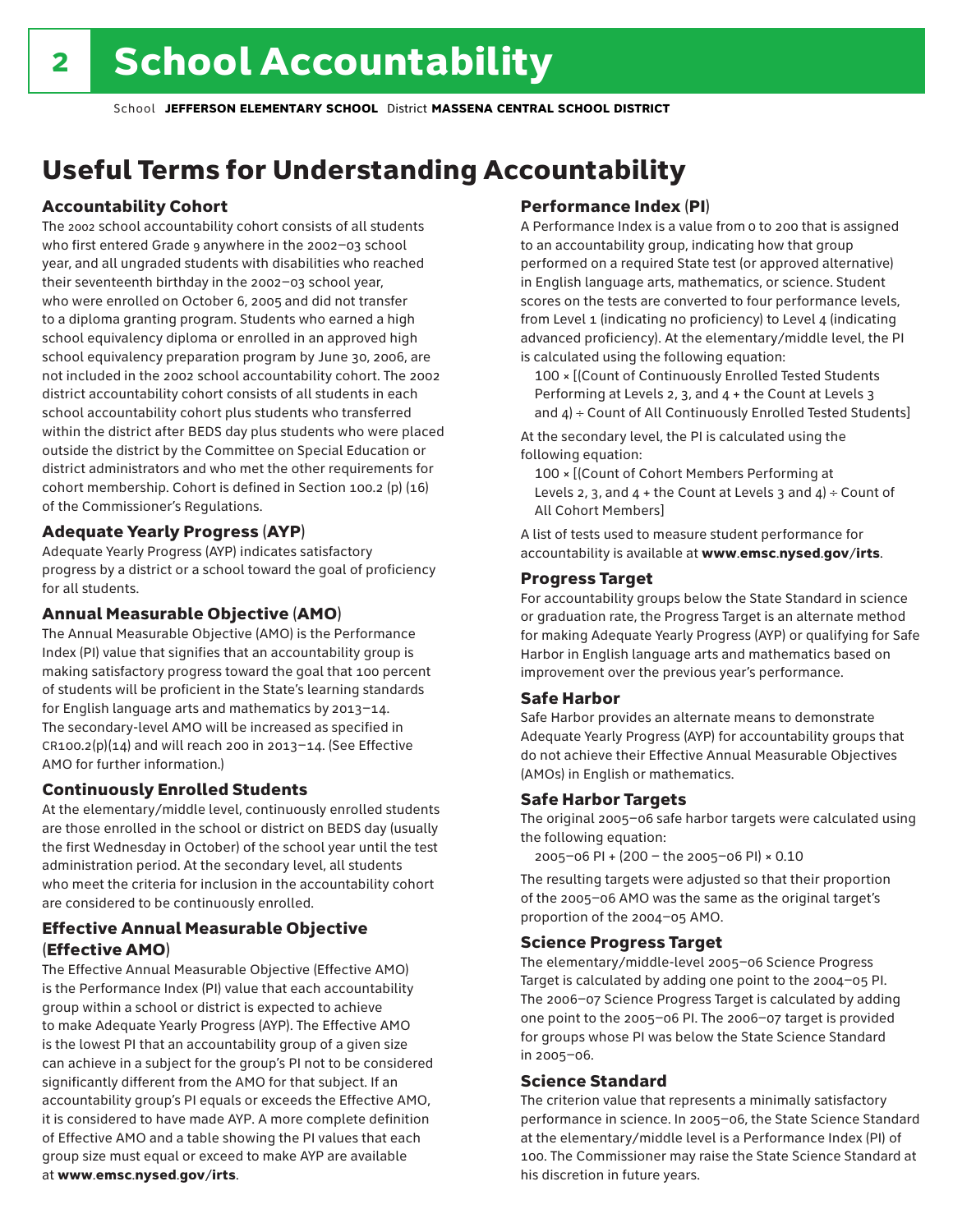# 2 School Accountability

School **JEFFERSON ELEMENTARY SCHOOL** District **MASSENA CENTRAL SCHOOL DISTRICT**

## Useful Terms for Understanding Accountability

### Accountability Cohort

The 2002 school accountability cohort consists of all students who first entered Grade 9 anywhere in the 2002–03 school year, and all ungraded students with disabilities who reached their seventeenth birthday in the 2002–03 school year, who were enrolled on October 6, 2005 and did not transfer to a diploma granting program. Students who earned a high school equivalency diploma or enrolled in an approved high school equivalency preparation program by June 30, 2006, are not included in the 2002 school accountability cohort. The 2002 district accountability cohort consists of all students in each school accountability cohort plus students who transferred within the district after BEDS day plus students who were placed outside the district by the Committee on Special Education or district administrators and who met the other requirements for cohort membership. Cohort is defined in Section 100.2 (p) (16) of the Commissioner's Regulations.

### Adequate Yearly Progress (AYP)

Adequate Yearly Progress (AYP) indicates satisfactory progress by a district or a school toward the goal of proficiency for all students.

### Annual Measurable Objective (AMO)

The Annual Measurable Objective (AMO) is the Performance Index (PI) value that signifies that an accountability group is making satisfactory progress toward the goal that 100 percent of students will be proficient in the State's learning standards for English language arts and mathematics by 2013–14. The secondary-level AMO will be increased as specified in CR100.2(p)(14) and will reach 200 in 2013–14. (See Effective AMO for further information.)

### Continuously Enrolled Students

At the elementary/middle level, continuously enrolled students are those enrolled in the school or district on BEDS day (usually the first Wednesday in October) of the school year until the test administration period. At the secondary level, all students who meet the criteria for inclusion in the accountability cohort are considered to be continuously enrolled.

### Effective Annual Measurable Objective (Effective AMO)

The Effective Annual Measurable Objective (Effective AMO) is the Performance Index (PI) value that each accountability group within a school or district is expected to achieve to make Adequate Yearly Progress (AYP). The Effective AMO is the lowest PI that an accountability group of a given size can achieve in a subject for the group's PI not to be considered significantly different from the AMO for that subject. If an accountability group's PI equals or exceeds the Effective AMO, it is considered to have made AYP. A more complete definition of Effective AMO and a table showing the PI values that each group size must equal or exceed to make AYP are available at **www.emsc.nysed.gov/irts**.

### Performance Index (PI)

A Performance Index is a value from 0 to 200 that is assigned to an accountability group, indicating how that group performed on a required State test (or approved alternative) in English language arts, mathematics, or science. Student scores on the tests are converted to four performance levels, from Level 1 (indicating no proficiency) to Level 4 (indicating advanced proficiency). At the elementary/middle level, the PI is calculated using the following equation:

100 × [(Count of Continuously Enrolled Tested Students Performing at Levels 2, 3, and 4 + the Count at Levels 3 and 4) ÷ Count of All Continuously Enrolled Tested Students]

At the secondary level, the PI is calculated using the following equation:

100 × [(Count of Cohort Members Performing at Levels 2, 3, and 4 + the Count at Levels 3 and 4) ÷ Count of All Cohort Members]

A list of tests used to measure student performance for accountability is available at **www.emsc.nysed.gov/irts**.

### Progress Target

For accountability groups below the State Standard in science or graduation rate, the Progress Target is an alternate method for making Adequate Yearly Progress (AYP) or qualifying for Safe Harbor in English language arts and mathematics based on improvement over the previous year's performance.

### Safe Harbor

Safe Harbor provides an alternate means to demonstrate Adequate Yearly Progress (AYP) for accountability groups that do not achieve their Effective Annual Measurable Objectives (AMOs) in English or mathematics.

### Safe Harbor Targets

The original 2005–06 safe harbor targets were calculated using the following equation:

2005–06 PI + (200 – the 2005–06 PI) × 0.10

The resulting targets were adjusted so that their proportion of the 2005–06 AMO was the same as the original target's proportion of the 2004–05 AMO.

### Science Progress Target

The elementary/middle-level 2005–06 Science Progress Target is calculated by adding one point to the 2004–05 PI. The 2006–07 Science Progress Target is calculated by adding one point to the 2005–06 PI. The 2006–07 target is provided for groups whose PI was below the State Science Standard in 2005–06.

### Science Standard

The criterion value that represents a minimally satisfactory performance in science. In 2005–06, the State Science Standard at the elementary/middle level is a Performance Index (PI) of 100. The Commissioner may raise the State Science Standard at his discretion in future years.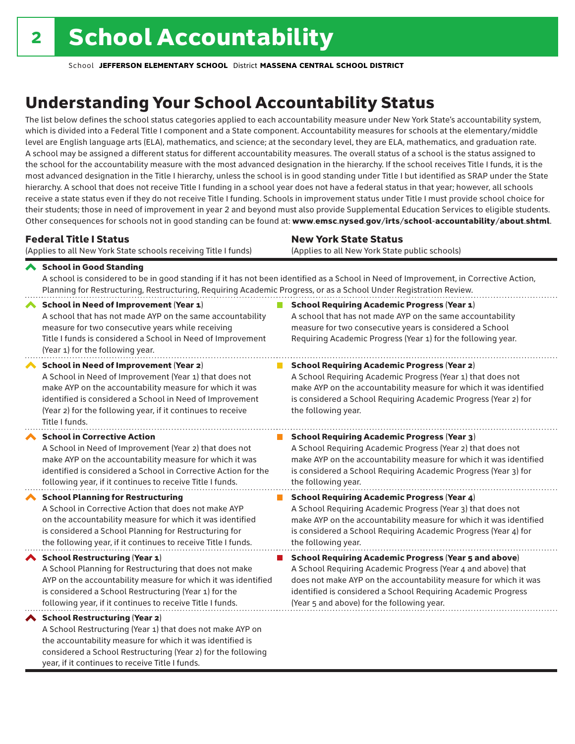# 2 School Accountability

School **JEFFERSON ELEMENTARY SCHOOL** District **MASSENA CENTRAL SCHOOL DISTRICT**

## Understanding Your School Accountability Status

The list below defines the school status categories applied to each accountability measure under New York State's accountability system, which is divided into a Federal Title I component and a State component. Accountability measures for schools at the elementary/middle level are English language arts (ELA), mathematics, and science; at the secondary level, they are ELA, mathematics, and graduation rate. A school may be assigned a different status for different accountability measures. The overall status of a school is the status assigned to the school for the accountability measure with the most advanced designation in the hierarchy. If the school receives Title I funds, it is the most advanced designation in the Title I hierarchy, unless the school is in good standing under Title I but identified as SRAP under the State hierarchy. A school that does not receive Title I funding in a school year does not have a federal status in that year; however, all schools receive a state status even if they do not receive Title I funding. Schools in improvement status under Title I must provide school choice for their students; those in need of improvement in year 2 and beyond must also provide Supplemental Education Services to eligible students. Other consequences for schools not in good standing can be found at: **www.emsc.nysed.gov/irts/school-accountability/about.shtml**.

| **Federal Title I Status** (Applies to all New York State schools receiving Title I funds) | **New York State Status** (Applies to all New York State public schools) |
|---|---|
| **School in Good Standing** A school is considered to be in good standing if it has not been identified as a School in Need of Improvement, in Corrective Action, Planning for Restructuring, Restructuring, Requiring Academic Progress, or as a School Under Registration Review. | |
| **School in Need of Improvement (Year 1)** A school that has not made AYP on the same accountability measure for two consecutive years while receiving Title I funds is considered a School in Need of Improvement (Year 1) for the following year. | **School Requiring Academic Progress (Year 1)** A school that has not made AYP on the same accountability measure for two consecutive years is considered a School Requiring Academic Progress (Year 1) for the following year. |
| **School in Need of Improvement (Year 2)** A School in Need of Improvement (Year 1) that does not make AYP on the accountability measure for which it was identified is considered a School in Need of Improvement (Year 2) for the following year, if it continues to receive Title I funds. | **School Requiring Academic Progress (Year 2)** A School Requiring Academic Progress (Year 1) that does not make AYP on the accountability measure for which it was identified is considered a School Requiring Academic Progress (Year 2) for the following year. |
| **School in Corrective Action** A School in Need of Improvement (Year 2) that does not make AYP on the accountability measure for which it was identified is considered a School in Corrective Action for the following year, if it continues to receive Title I funds. | **School Requiring Academic Progress (Year 3)** A School Requiring Academic Progress (Year 2) that does not make AYP on the accountability measure for which it was identified is considered a School Requiring Academic Progress (Year 3) for the following year. |
| **School Planning for Restructuring** A School in Corrective Action that does not make AYP on the accountability measure for which it was identified is considered a School Planning for Restructuring for the following year, if it continues to receive Title I funds. | **School Requiring Academic Progress (Year 4)** A School Requiring Academic Progress (Year 3) that does not make AYP on the accountability measure for which it was identified is considered a School Requiring Academic Progress (Year 4) for the following year. |
| **School Restructuring (Year 1)** A School Planning for Restructuring that does not make AYP on the accountability measure for which it was identified is considered a School Restructuring (Year 1) for the following year, if it continues to receive Title I funds. | **School Requiring Academic Progress (Year 5 and above)** A School Requiring Academic Progress (Year 4 and above) that does not make AYP on the accountability measure for which it was identified is considered a School Requiring Academic Progress (Year 5 and above) for the following year. |
| **School Restructuring (Year 2)** A School Restructuring (Year 1) that does not make AYP on the accountability measure for which it was identified is considered a School Restructuring (Year 2) for the following year, if it continues to receive Title I funds. | |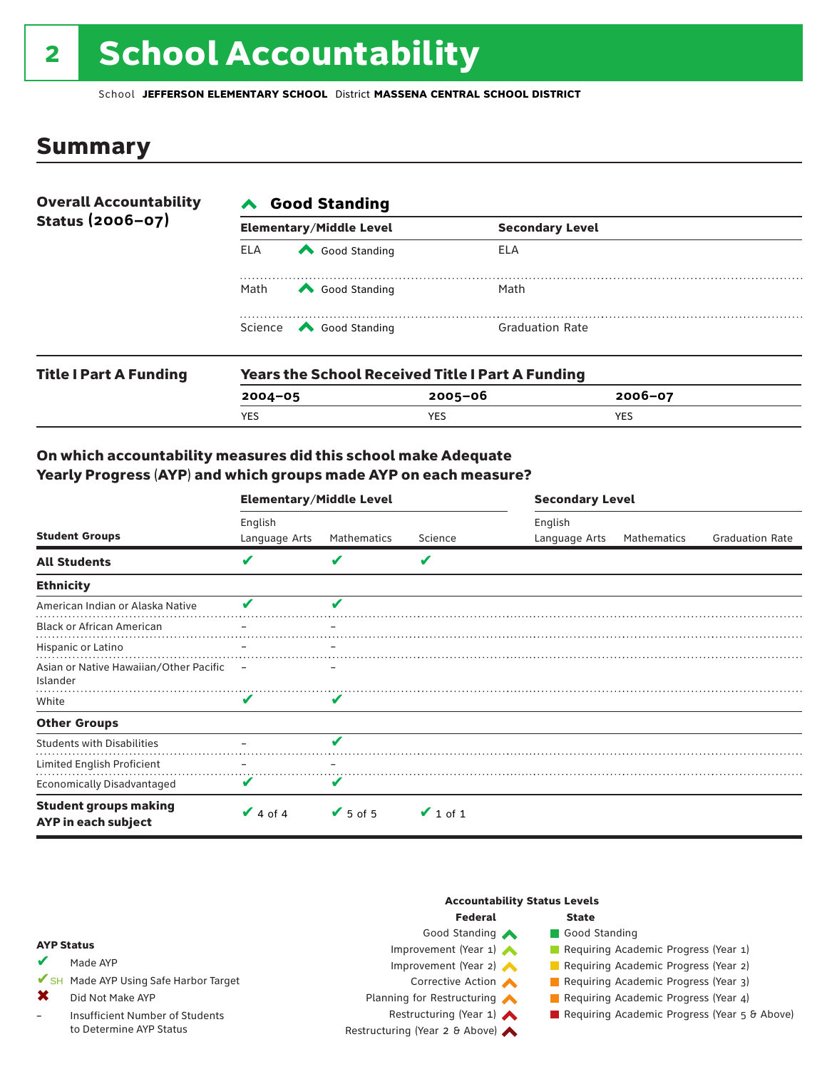# 2 School Accountability

School **JEFFERSON ELEMENTARY SCHOOL** District **MASSENA CENTRAL SCHOOL DISTRICT**

## Summary

**Overall Accountability Status (2006–07)**

**Good Standing**

| Elementary/Middle Level | | Secondary Level |
|---|---|---|
| ELA | Good Standing | ELA |
| Math | Good Standing | Math |
| Science | Good Standing | Graduation Rate |

**Title I Part A Funding**

**Years the School Received Title I Part A Funding**

| 2004–05 | 2005–06 | 2006–07 |
|---|---|---|
| YES | YES | YES |

### On which accountability measures did this school make Adequate Yearly Progress (AYP) and which groups made AYP on each measure?

| Student Groups | Elementary/Middle Level: English Language Arts | Elementary/Middle Level: Mathematics | Elementary/Middle Level: Science | Secondary Level: English Language Arts | Secondary Level: Mathematics | Secondary Level: Graduation Rate |
|---|---|---|---|---|---|---|
| **All Students** | ✔ | ✔ | ✔ | | | |
| **Ethnicity** | | | | | | |
| American Indian or Alaska Native | ✔ | ✔ | | | | |
| Black or African American | – | – | | | | |
| Hispanic or Latino | – | – | | | | |
| Asian or Native Hawaiian/Other Pacific Islander | – | – | | | | |
| White | ✔ | ✔ | | | | |
| **Other Groups** | | | | | | |
| Students with Disabilities | – | ✔ | | | | |
| Limited English Proficient | – | – | | | | |
| Economically Disadvantaged | ✔ | ✔ | | | | |
| **Student groups making AYP in each subject** | ✔ 4 of 4 | ✔ 5 of 5 | ✔ 1 of 1 | | | |

**AYP Status**

- ✔ Made AYP
- ✔SH Made AYP Using Safe Harbor Target
- ✖ Did Not Make AYP
- – Insufficient Number of Students to Determine AYP Status

**Accountability Status Levels**

| Federal | State |
|---|---|
| Good Standing | Good Standing |
| Improvement (Year 1) | Requiring Academic Progress (Year 1) |
| Improvement (Year 2) | Requiring Academic Progress (Year 2) |
| Corrective Action | Requiring Academic Progress (Year 3) |
| Planning for Restructuring | Requiring Academic Progress (Year 4) |
| Restructuring (Year 1) | Requiring Academic Progress (Year 5 & Above) |
| Restructuring (Year 2 & Above) | |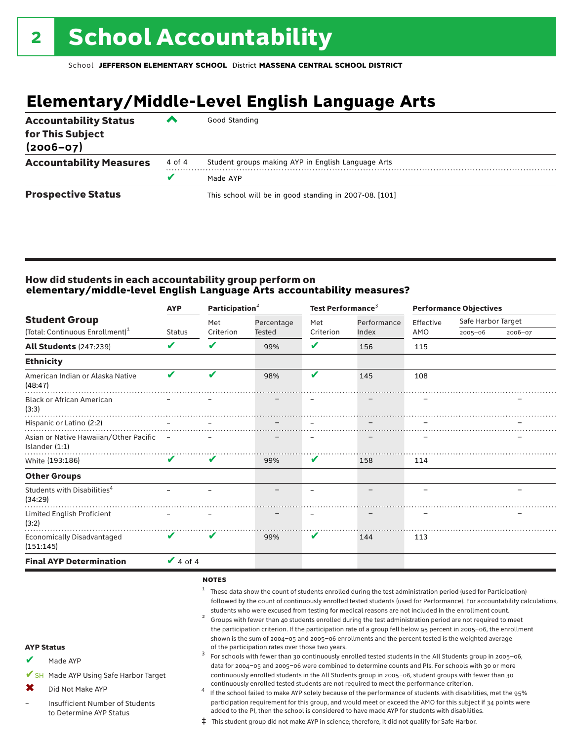# 2 School Accountability

School **JEFFERSON ELEMENTARY SCHOOL** District **MASSENA CENTRAL SCHOOL DISTRICT**

## Elementary/Middle-Level English Language Arts

| | | |
|---|---|---|
| **Accountability Status for This Subject (2006–07)** | ^ | Good Standing |
| **Accountability Measures** | 4 of 4 | Student groups making AYP in English Language Arts |
| | ✔ | Made AYP |
| **Prospective Status** | | This school will be in good standing in 2007-08. [101] |

### How did students in each accountability group perform on elementary/middle-level English Language Arts accountability measures?

| Student Group (Total: Continuous Enrollment)[1] | AYP Status | Participation[2] Met Criterion | Participation[2] Percentage Tested | Test Performance[3] Met Criterion | Test Performance[3] Performance Index | Performance Objectives Effective AMO | Safe Harbor Target 2005–06 | Safe Harbor Target 2006–07 |
|---|---|---|---|---|---|---|---|---|
| **All Students** (247:239) | ✔ | ✔ | 99% | ✔ | 156 | 115 | | |
| **Ethnicity** | | | | | | | | |
| American Indian or Alaska Native (48:47) | ✔ | ✔ | 98% | ✔ | 145 | 108 | | |
| Black or African American (3:3) | – | – | – | – | – | – | | – |
| Hispanic or Latino (2:2) | – | – | – | – | – | – | | – |
| Asian or Native Hawaiian/Other Pacific Islander (1:1) | – | – | – | – | – | – | | – |
| White (193:186) | ✔ | ✔ | 99% | ✔ | 158 | 114 | | |
| **Other Groups** | | | | | | | | |
| Students with Disabilities[4] (34:29) | – | – | – | – | – | – | | – |
| Limited English Proficient (3:2) | – | – | – | – | – | – | | – |
| Economically Disadvantaged (151:145) | ✔ | ✔ | 99% | ✔ | 144 | 113 | | |
| **Final AYP Determination** | ✔ 4 of 4 | | | | | | | |

**NOTES**

1 These data show the count of students enrolled during the test administration period (used for Participation) followed by the count of continuously enrolled tested students (used for Performance). For accountability calculations, students who were excused from testing for medical reasons are not included in the enrollment count.

2 Groups with fewer than 40 students enrolled during the test administration period are not required to meet the participation criterion. If the participation rate of a group fell below 95 percent in 2005–06, the enrollment shown is the sum of 2004–05 and 2005–06 enrollments and the percent tested is the weighted average of the participation rates over those two years.

3 For schools with fewer than 30 continuously enrolled tested students in the All Students group in 2005–06, data for 2004–05 and 2005–06 were combined to determine counts and PIs. For schools with 30 or more continuously enrolled students in the All Students group in 2005–06, student groups with fewer than 30 continuously enrolled tested students are not required to meet the performance criterion.

4 If the school failed to make AYP solely because of the performance of students with disabilities, met the 95% participation requirement for this group, and would meet or exceed the AMO for this subject if 34 points were added to the PI, then the school is considered to have made AYP for students with disabilities.

‡ This student group did not make AYP in science; therefore, it did not qualify for Safe Harbor.

**AYP Status**

- ✔ Made AYP
- ✔SH Made AYP Using Safe Harbor Target
- ✖ Did Not Make AYP
- – Insufficient Number of Students to Determine AYP Status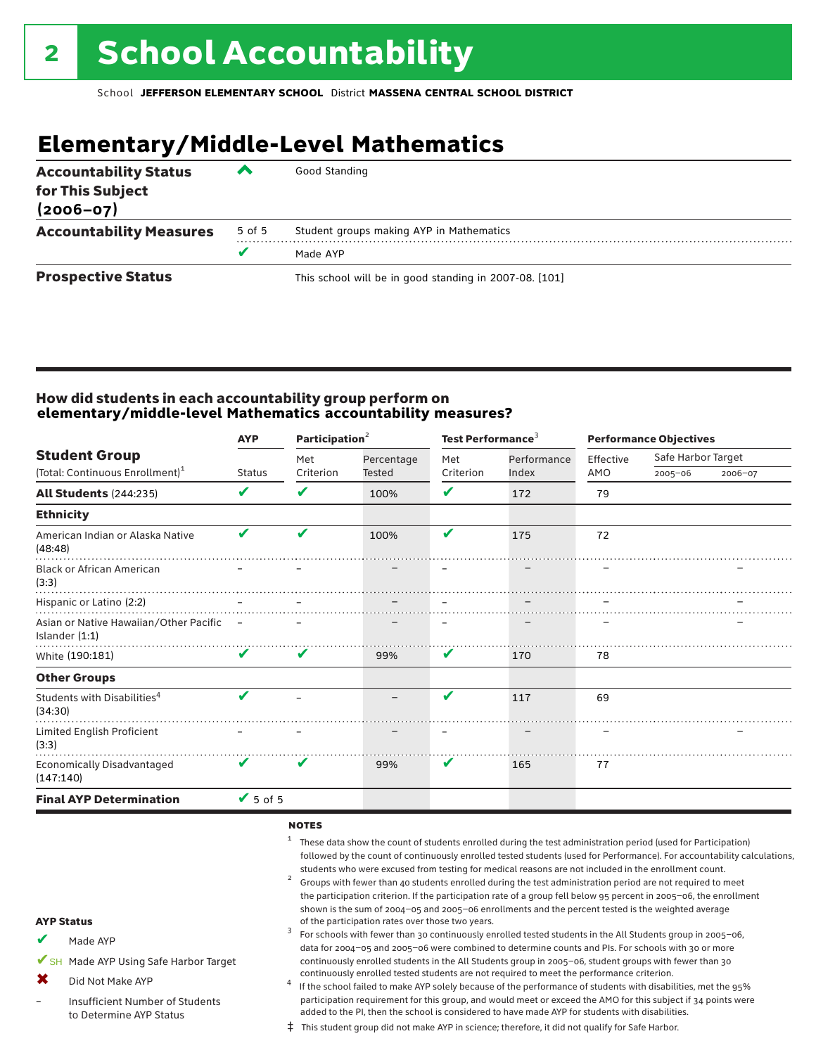# 2 School Accountability

School **JEFFERSON ELEMENTARY SCHOOL** District **MASSENA CENTRAL SCHOOL DISTRICT**

## Elementary/Middle-Level Mathematics

| | | |
|---|---|---|
| **Accountability Status for This Subject (2006–07)** | ^ | Good Standing |
| **Accountability Measures** | 5 of 5 | Student groups making AYP in Mathematics |
| | ✔ | Made AYP |
| **Prospective Status** | | This school will be in good standing in 2007-08. [101] |

### How did students in each accountability group perform on elementary/middle-level Mathematics accountability measures?

| Student Group (Total: Continuous Enrollment)[1] | AYP | Participation[2] | | Test Performance[3] | | Performance Objectives | | |
|---|---|---|---|---|---|---|---|---|
| | Status | Met Criterion | Percentage Tested | Met Criterion | Performance Index | Effective AMO | Safe Harbor Target 2005–06 | Safe Harbor Target 2006–07 |
| **All Students** (244:235) | ✔ | ✔ | 100% | ✔ | 172 | 79 | | |
| **Ethnicity** | | | | | | | | |
| American Indian or Alaska Native (48:48) | ✔ | ✔ | 100% | ✔ | 175 | 72 | | |
| Black or African American (3:3) | – | – | – | – | – | – | | – |
| Hispanic or Latino (2:2) | – | – | – | – | – | – | | – |
| Asian or Native Hawaiian/Other Pacific Islander (1:1) | – | – | – | – | – | – | | – |
| White (190:181) | ✔ | ✔ | 99% | ✔ | 170 | 78 | | |
| **Other Groups** | | | | | | | | |
| Students with Disabilities[4] (34:30) | ✔ | – | – | ✔ | 117 | 69 | | |
| Limited English Proficient (3:3) | – | – | – | – | – | – | | – |
| Economically Disadvantaged (147:140) | ✔ | ✔ | 99% | ✔ | 165 | 77 | | |
| **Final AYP Determination** | ✔ 5 of 5 | | | | | | | |

**NOTES**

1. These data show the count of students enrolled during the test administration period (used for Participation) followed by the count of continuously enrolled tested students (used for Performance). For accountability calculations, students who were excused from testing for medical reasons are not included in the enrollment count.
2. Groups with fewer than 40 students enrolled during the test administration period are not required to meet the participation criterion. If the participation rate of a group fell below 95 percent in 2005–06, the enrollment shown is the sum of 2004–05 and 2005–06 enrollments and the percent tested is the weighted average of the participation rates over those two years.
3. For schools with fewer than 30 continuously enrolled tested students in the All Students group in 2005–06, data for 2004–05 and 2005–06 were combined to determine counts and PIs. For schools with 30 or more continuously enrolled students in the All Students group in 2005–06, student groups with fewer than 30 continuously enrolled tested students are not required to meet the performance criterion.
4. If the school failed to make AYP solely because of the performance of students with disabilities, met the 95% participation requirement for this group, and would meet or exceed the AMO for this subject if 34 points were added to the PI, then the school is considered to have made AYP for students with disabilities.

‡ This student group did not make AYP in science; therefore, it did not qualify for Safe Harbor.

**AYP Status**

- ✔ Made AYP
- ✔SH Made AYP Using Safe Harbor Target
- ✖ Did Not Make AYP
- – Insufficient Number of Students to Determine AYP Status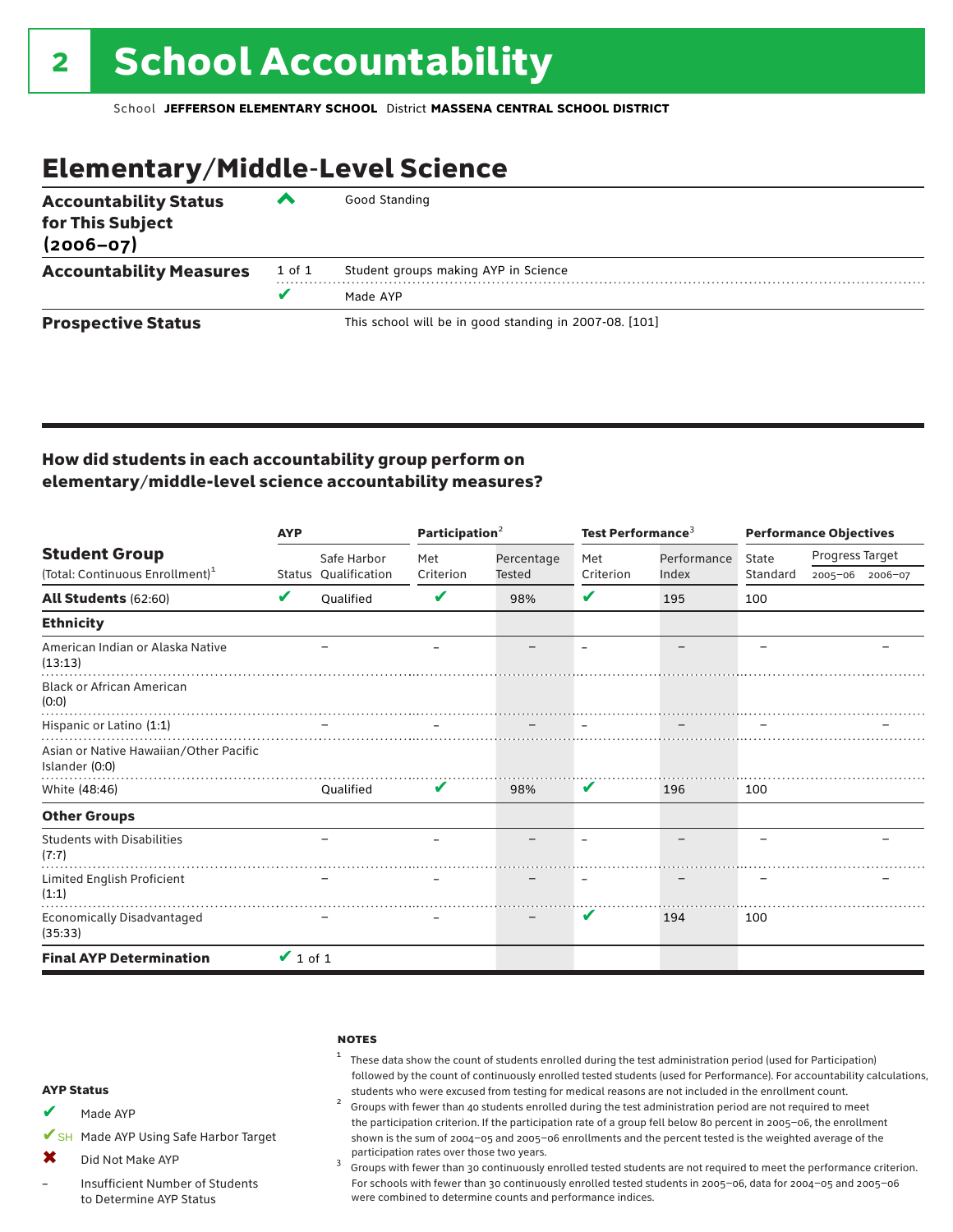# 2 School Accountability

School **JEFFERSON ELEMENTARY SCHOOL** District **MASSENA CENTRAL SCHOOL DISTRICT**

## Elementary/Middle-Level Science

| | | |
|---|---|---|
| **Accountability Status for This Subject (2006–07)** | ^ | Good Standing |
| **Accountability Measures** | 1 of 1 | Student groups making AYP in Science |
| | ✔ | Made AYP |
| **Prospective Status** | | This school will be in good standing in 2007-08. [101] |

### How did students in each accountability group perform on elementary/middle-level science accountability measures?

| Student Group (Total: Continuous Enrollment)[1] | AYP Status | AYP Safe Harbor Qualification | Participation[2] Met Criterion | Participation[2] Percentage Tested | Test Performance[3] Met Criterion | Test Performance[3] Performance Index | Performance Objectives State Standard | Progress Target 2005–06 | Progress Target 2006–07 |
|---|---|---|---|---|---|---|---|---|---|
| **All Students** (62:60) | ✔ | Qualified | ✔ | 98% | ✔ | 195 | 100 | | |
| **Ethnicity** | | | | | | | | | |
| American Indian or Alaska Native (13:13) | | – | – | – | – | – | – | | – |
| Black or African American (0:0) | | | | | | | | | |
| Hispanic or Latino (1:1) | | – | – | – | – | – | – | | – |
| Asian or Native Hawaiian/Other Pacific Islander (0:0) | | | | | | | | | |
| White (48:46) | | Qualified | ✔ | 98% | ✔ | 196 | 100 | | |
| **Other Groups** | | | | | | | | | |
| Students with Disabilities (7:7) | | – | – | – | – | – | – | | – |
| Limited English Proficient (1:1) | | – | – | – | – | – | – | | – |
| Economically Disadvantaged (35:33) | | – | – | – | ✔ | 194 | 100 | | |
| **Final AYP Determination** | ✔ 1 of 1 | | | | | | | | |

**AYP Status**

- ✔ Made AYP
- ✔SH Made AYP Using Safe Harbor Target
- ✖ Did Not Make AYP
- – Insufficient Number of Students to Determine AYP Status

**NOTES**

[1] These data show the count of students enrolled during the test administration period (used for Participation) followed by the count of continuously enrolled tested students (used for Performance). For accountability calculations, students who were excused from testing for medical reasons are not included in the enrollment count.

[2] Groups with fewer than 40 students enrolled during the test administration period are not required to meet the participation criterion. If the participation rate of a group fell below 80 percent in 2005–06, the enrollment shown is the sum of 2004–05 and 2005–06 enrollments and the percent tested is the weighted average of the participation rates over those two years.

[3] Groups with fewer than 30 continuously enrolled tested students are not required to meet the performance criterion. For schools with fewer than 30 continuously enrolled tested students in 2005–06, data for 2004–05 and 2005–06 were combined to determine counts and performance indices.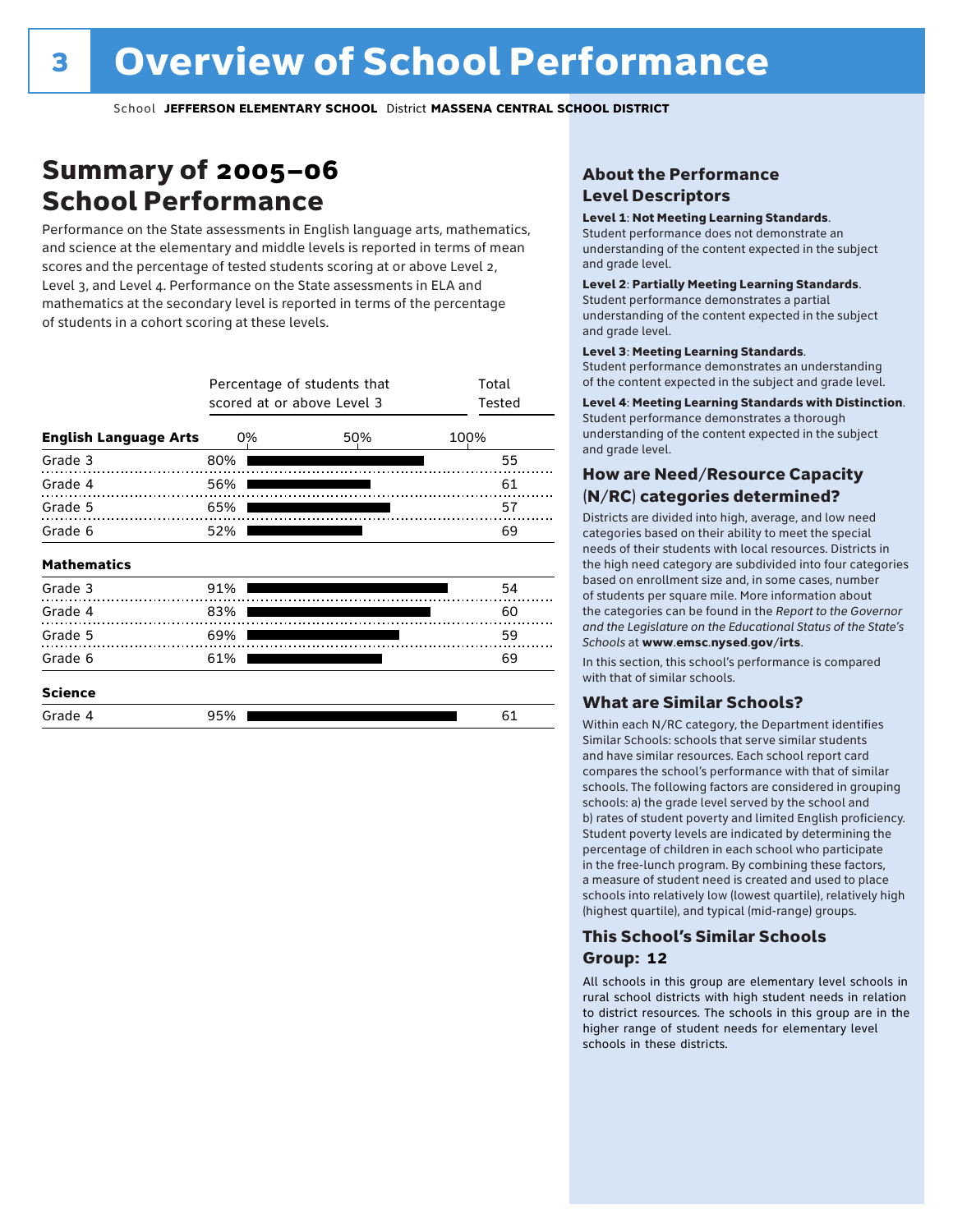# 3 Overview of School Performance

School **JEFFERSON ELEMENTARY SCHOOL** District **MASSENA CENTRAL SCHOOL DISTRICT**

## Summary of 2005–06 School Performance

Performance on the State assessments in English language arts, mathematics, and science at the elementary and middle levels is reported in terms of mean scores and the percentage of tested students scoring at or above Level 2, Level 3, and Level 4. Performance on the State assessments in ELA and mathematics at the secondary level is reported in terms of the percentage of students in a cohort scoring at these levels.

| | Percentage of students that scored at or above Level 3 | Total Tested |
|---|---|---|
| **English Language Arts** | | |
| Grade 3 | 80% | 55 |
| Grade 4 | 56% | 61 |
| Grade 5 | 65% | 57 |
| Grade 6 | 52% | 69 |
| **Mathematics** | | |
| Grade 3 | 91% | 54 |
| Grade 4 | 83% | 60 |
| Grade 5 | 69% | 59 |
| Grade 6 | 61% | 69 |
| **Science** | | |
| Grade 4 | 95% | 61 |

### About the Performance Level Descriptors

**Level 1**: **Not Meeting Learning Standards**. Student performance does not demonstrate an understanding of the content expected in the subject and grade level.

**Level 2**: **Partially Meeting Learning Standards**. Student performance demonstrates a partial understanding of the content expected in the subject and grade level.

**Level 3**: **Meeting Learning Standards**. Student performance demonstrates an understanding of the content expected in the subject and grade level.

**Level 4**: **Meeting Learning Standards with Distinction**. Student performance demonstrates a thorough understanding of the content expected in the subject and grade level.

### How are Need/Resource Capacity (N/RC) categories determined?

Districts are divided into high, average, and low need categories based on their ability to meet the special needs of their students with local resources. Districts in the high need category are subdivided into four categories based on enrollment size and, in some cases, number of students per square mile. More information about the categories can be found in the *Report to the Governor and the Legislature on the Educational Status of the State's Schools* at **www.emsc.nysed.gov/irts**.

In this section, this school's performance is compared with that of similar schools.

### What are Similar Schools?

Within each N/RC category, the Department identifies Similar Schools: schools that serve similar students and have similar resources. Each school report card compares the school's performance with that of similar schools. The following factors are considered in grouping schools: a) the grade level served by the school and b) rates of student poverty and limited English proficiency. Student poverty levels are indicated by determining the percentage of children in each school who participate in the free-lunch program. By combining these factors, a measure of student need is created and used to place schools into relatively low (lowest quartile), relatively high (highest quartile), and typical (mid-range) groups.

### This School's Similar Schools Group: 12

All schools in this group are elementary level schools in rural school districts with high student needs in relation to district resources. The schools in this group are in the higher range of student needs for elementary level schools in these districts.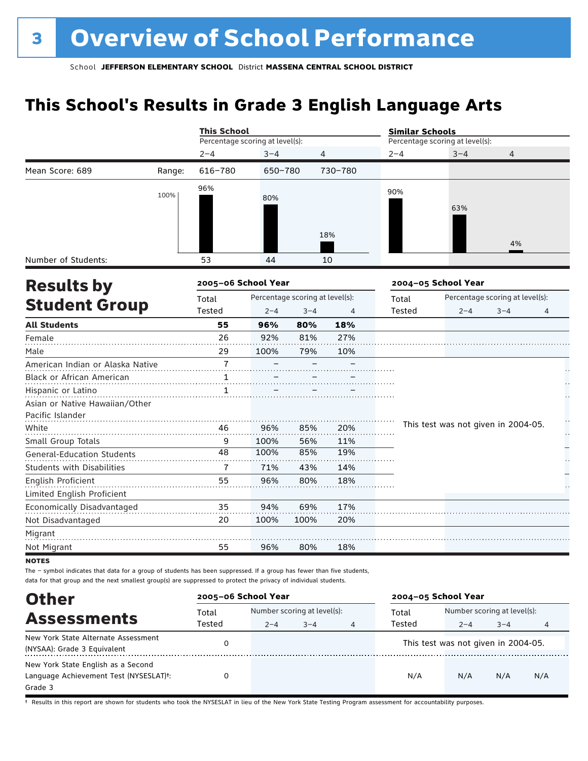# 3 Overview of School Performance

School **JEFFERSON ELEMENTARY SCHOOL** District **MASSENA CENTRAL SCHOOL DISTRICT**

## This School's Results in Grade 3 English Language Arts

| | | This School | | | Similar Schools | | |
|---|---|---|---|---|---|---|---|
| | | Percentage scoring at level(s): | | | Percentage scoring at level(s): | | |
| | | 2–4 | 3–4 | 4 | 2–4 | 3–4 | 4 |
| Mean Score: 689 | Range: | 616–780 | 650–780 | 730–780 | | | |
| | | 96% | 80% | 18% | 90% | 63% | 4% |
| Number of Students: | | 53 | 44 | 10 | | | |

## Results by Student Group

| | 2005–06 School Year | | | | 2004–05 School Year | | | |
|---|---|---|---|---|---|---|---|---|
| | Total Tested | Percentage scoring at level(s): 2–4 | 3–4 | 4 | Total Tested | Percentage scoring at level(s): 2–4 | 3–4 | 4 |
| **All Students** | **55** | **96%** | **80%** | **18%** | | | | |
| Female | 26 | 92% | 81% | 27% | | | | |
| Male | 29 | 100% | 79% | 10% | | | | |
| American Indian or Alaska Native | 7 | – | – | – | This test was not given in 2004-05. | | | |
| Black or African American | 1 | – | – | – | | | | |
| Hispanic or Latino | 1 | – | – | – | | | | |
| Asian or Native Hawaiian/Other Pacific Islander | | | | | | | | |
| White | 46 | 96% | 85% | 20% | | | | |
| Small Group Totals | 9 | 100% | 56% | 11% | | | | |
| General-Education Students | 48 | 100% | 85% | 19% | | | | |
| Students with Disabilities | 7 | 71% | 43% | 14% | | | | |
| English Proficient | 55 | 96% | 80% | 18% | | | | |
| Limited English Proficient | | | | | | | | |
| Economically Disadvantaged | 35 | 94% | 69% | 17% | | | | |
| Not Disadvantaged | 20 | 100% | 100% | 20% | | | | |
| Migrant | | | | | | | | |
| Not Migrant | 55 | 96% | 80% | 18% | | | | |

**NOTES**

The – symbol indicates that data for a group of students has been suppressed. If a group has fewer than five students, data for that group and the next smallest group(s) are suppressed to protect the privacy of individual students.

## Other Assessments

| | 2005–06 School Year | | | | 2004–05 School Year | | | |
|---|---|---|---|---|---|---|---|---|
| | Total Tested | Number scoring at level(s): 2–4 | 3–4 | 4 | Total Tested | Number scoring at level(s): 2–4 | 3–4 | 4 |
| New York State Alternate Assessment (NYSAA): Grade 3 Equivalent | 0 | | | | This test was not given in 2004-05. | | | |
| New York State English as a Second Language Achievement Test (NYSESLAT)†: Grade 3 | 0 | | | | N/A | N/A | N/A | N/A |

† Results in this report are shown for students who took the NYSESLAT in lieu of the New York State Testing Program assessment for accountability purposes.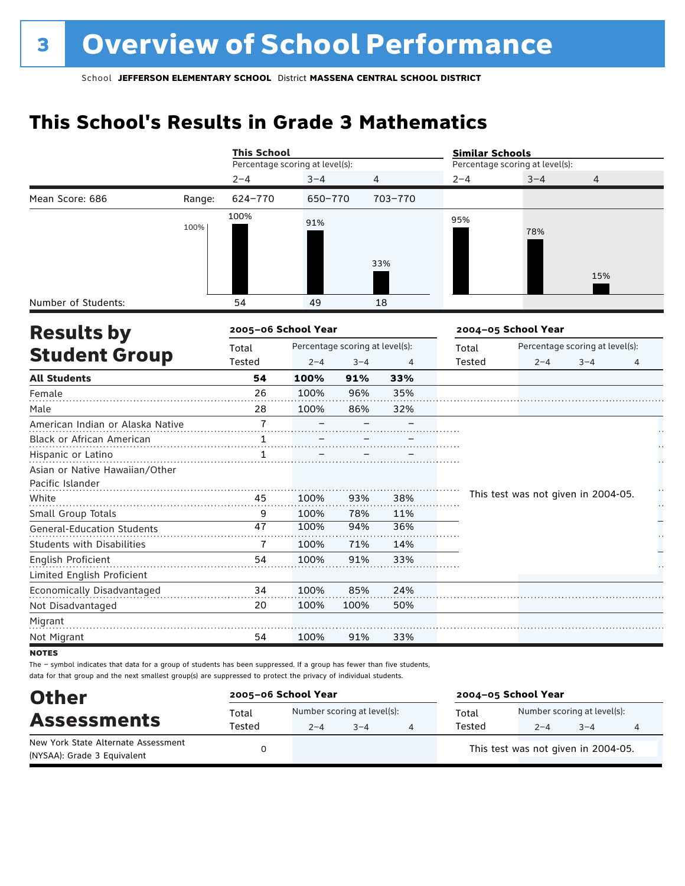# 3 Overview of School Performance

School **JEFFERSON ELEMENTARY SCHOOL** District **MASSENA CENTRAL SCHOOL DISTRICT**

## This School's Results in Grade 3 Mathematics

| | | This School | | | Similar Schools | | |
|---|---|---|---|---|---|---|---|
| | | Percentage scoring at level(s): | | | Percentage scoring at level(s): | | |
| | | 2–4 | 3–4 | 4 | 2–4 | 3–4 | 4 |
| Mean Score: 686 | Range: | 624–770 | 650–770 | 703–770 | | | |
| | | 100% | 91% | 33% | 95% | 78% | 15% |
| Number of Students: | | 54 | 49 | 18 | | | |

## Results by Student Group

| | 2005–06 School Year | | | | 2004–05 School Year | | | |
|---|---|---|---|---|---|---|---|---|
| | Total Tested | Percentage scoring at level(s): 2–4 | 3–4 | 4 | Total Tested | Percentage scoring at level(s): 2–4 | 3–4 | 4 |
| **All Students** | **54** | **100%** | **91%** | **33%** | | | | |
| Female | 26 | 100% | 96% | 35% | | | | |
| Male | 28 | 100% | 86% | 32% | | | | |
| American Indian or Alaska Native | 7 | – | – | – | This test was not given in 2004-05. | | | |
| Black or African American | 1 | – | – | – | | | | |
| Hispanic or Latino | 1 | – | – | – | | | | |
| Asian or Native Hawaiian/Other Pacific Islander | | | | | | | | |
| White | 45 | 100% | 93% | 38% | | | | |
| Small Group Totals | 9 | 100% | 78% | 11% | | | | |
| General-Education Students | 47 | 100% | 94% | 36% | | | | |
| Students with Disabilities | 7 | 100% | 71% | 14% | | | | |
| English Proficient | 54 | 100% | 91% | 33% | | | | |
| Limited English Proficient | | | | | | | | |
| Economically Disadvantaged | 34 | 100% | 85% | 24% | | | | |
| Not Disadvantaged | 20 | 100% | 100% | 50% | | | | |
| Migrant | | | | | | | | |
| Not Migrant | 54 | 100% | 91% | 33% | | | | |

**NOTES**

The – symbol indicates that data for a group of students has been suppressed. If a group has fewer than five students, data for that group and the next smallest group(s) are suppressed to protect the privacy of individual students.

## Other Assessments

| | 2005–06 School Year | | | | 2004–05 School Year | | | |
|---|---|---|---|---|---|---|---|---|
| | Total Tested | Number scoring at level(s): 2–4 | 3–4 | 4 | Total Tested | Number scoring at level(s): 2–4 | 3–4 | 4 |
| New York State Alternate Assessment (NYSAA): Grade 3 Equivalent | 0 | | | | This test was not given in 2004-05. | | | |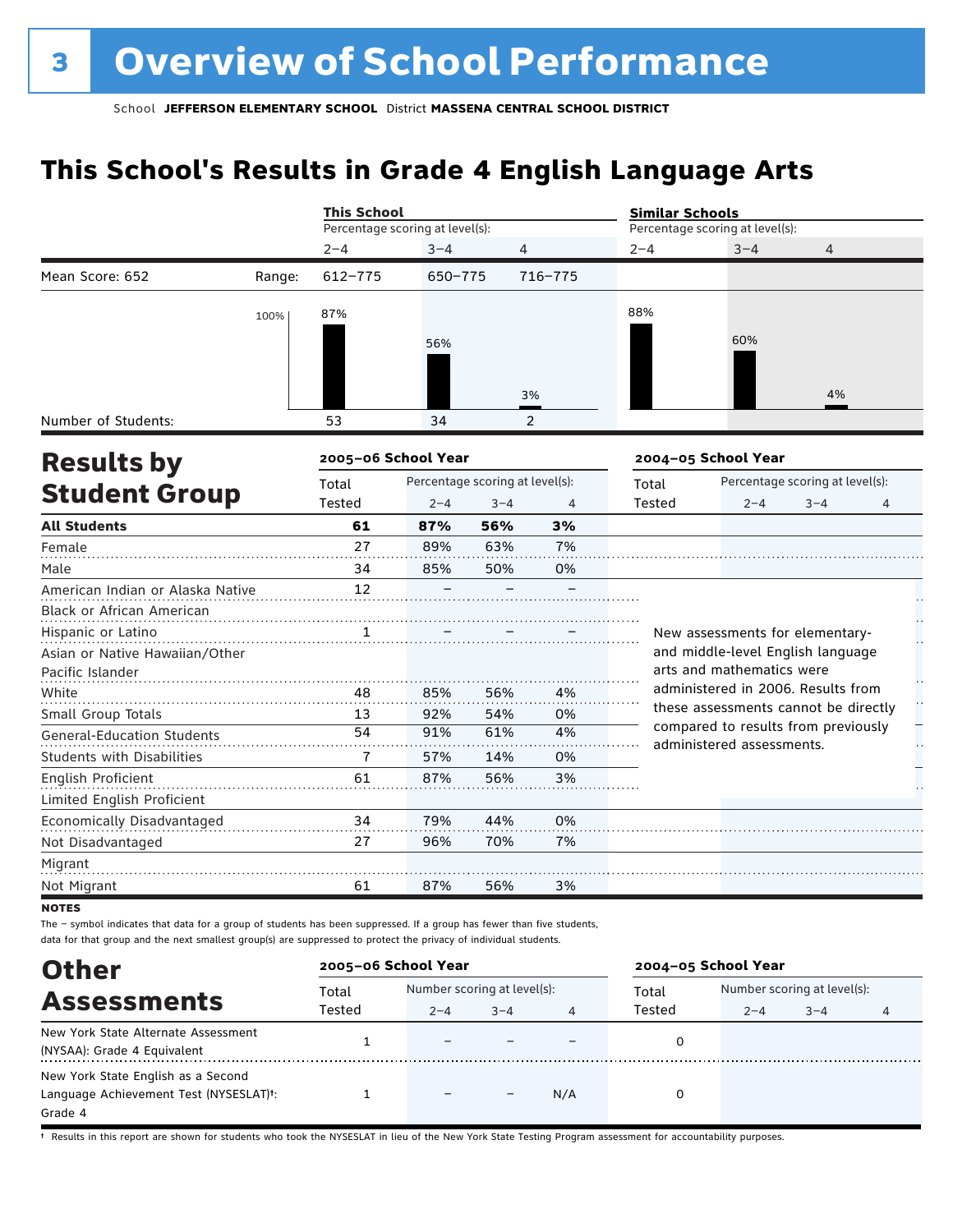# 3 Overview of School Performance

School **JEFFERSON ELEMENTARY SCHOOL** District **MASSENA CENTRAL SCHOOL DISTRICT**

## This School's Results in Grade 4 English Language Arts

| | | This School | | | Similar Schools | | |
|---|---|---|---|---|---|---|---|
| | | Percentage scoring at level(s): | | | Percentage scoring at level(s): | | |
| | | 2–4 | 3–4 | 4 | 2–4 | 3–4 | 4 |
| Mean Score: 652 | Range: | 612–775 | 650–775 | 716–775 | | | |
| | | 87% | 56% | 3% | 88% | 60% | 4% |
| Number of Students: | | 53 | 34 | 2 | | | |

## Results by Student Group

| | 2005–06 School Year | | | | 2004–05 School Year | | | |
|---|---|---|---|---|---|---|---|---|
| | Total Tested | Percentage scoring at level(s): 2–4 | 3–4 | 4 | Total Tested | Percentage scoring at level(s): 2–4 | 3–4 | 4 |
| **All Students** | **61** | **87%** | **56%** | **3%** | | | | |
| Female | 27 | 89% | 63% | 7% | | | | |
| Male | 34 | 85% | 50% | 0% | | | | |
| American Indian or Alaska Native | 12 | – | – | – | | | | |
| Black or African American | | | | | | | | |
| Hispanic or Latino | 1 | – | – | – | | | | |
| Asian or Native Hawaiian/Other Pacific Islander | | | | | | | | |
| White | 48 | 85% | 56% | 4% | | | | |
| Small Group Totals | 13 | 92% | 54% | 0% | | | | |
| General-Education Students | 54 | 91% | 61% | 4% | | | | |
| Students with Disabilities | 7 | 57% | 14% | 0% | | | | |
| English Proficient | 61 | 87% | 56% | 3% | | | | |
| Limited English Proficient | | | | | | | | |
| Economically Disadvantaged | 34 | 79% | 44% | 0% | | | | |
| Not Disadvantaged | 27 | 96% | 70% | 7% | | | | |
| Migrant | | | | | | | | |
| Not Migrant | 61 | 87% | 56% | 3% | | | | |

New assessments for elementary- and middle-level English language arts and mathematics were administered in 2006. Results from these assessments cannot be directly compared to results from previously administered assessments.

**NOTES**

The – symbol indicates that data for a group of students has been suppressed. If a group has fewer than five students, data for that group and the next smallest group(s) are suppressed to protect the privacy of individual students.

## Other Assessments

| | 2005–06 School Year | | | | 2004–05 School Year | | | |
|---|---|---|---|---|---|---|---|---|
| | Total Tested | Number scoring at level(s): 2–4 | 3–4 | 4 | Total Tested | Number scoring at level(s): 2–4 | 3–4 | 4 |
| New York State Alternate Assessment (NYSAA): Grade 4 Equivalent | 1 | – | – | – | 0 | | | |
| New York State English as a Second Language Achievement Test (NYSESLAT)†: Grade 4 | 1 | – | – | N/A | 0 | | | |

† Results in this report are shown for students who took the NYSESLAT in lieu of the New York State Testing Program assessment for accountability purposes.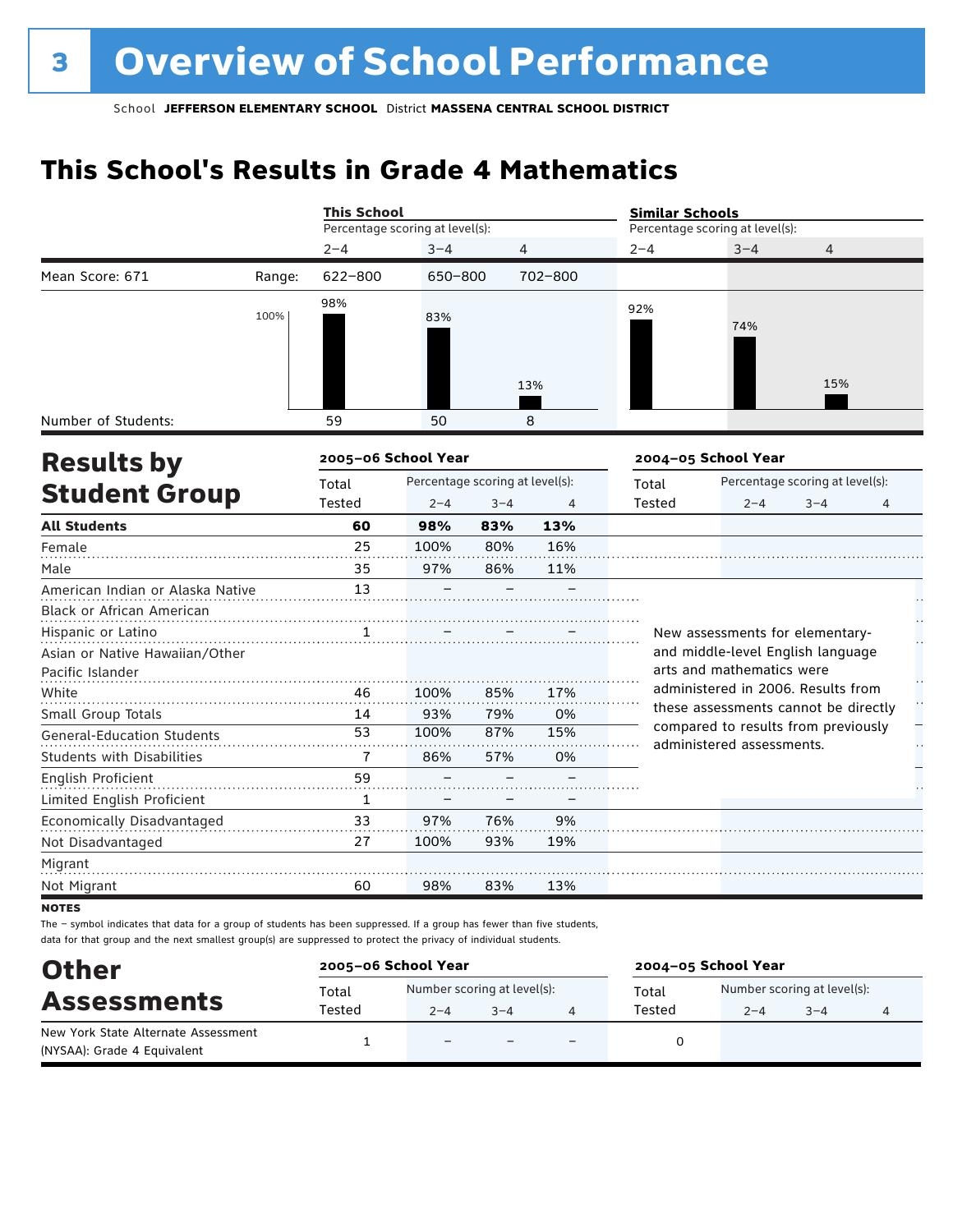# 3 Overview of School Performance

School **JEFFERSON ELEMENTARY SCHOOL** District **MASSENA CENTRAL SCHOOL DISTRICT**

## This School's Results in Grade 4 Mathematics

| | | This School | | | Similar Schools | | |
|---|---|---|---|---|---|---|---|
| | | Percentage scoring at level(s): | | | Percentage scoring at level(s): | | |
| | | 2–4 | 3–4 | 4 | 2–4 | 3–4 | 4 |
| Mean Score: 671 | Range: | 622–800 | 650–800 | 702–800 | | | |
| | | 98% | 83% | 13% | 92% | 74% | 15% |
| Number of Students: | | 59 | 50 | 8 | | | |

## Results by Student Group

| | 2005–06 School Year | | | | 2004–05 School Year | | | |
|---|---|---|---|---|---|---|---|---|
| | Total Tested | Percentage scoring at level(s): 2–4 | 3–4 | 4 | Total Tested | Percentage scoring at level(s): 2–4 | 3–4 | 4 |
| **All Students** | **60** | **98%** | **83%** | **13%** | | | | |
| Female | 25 | 100% | 80% | 16% | | | | |
| Male | 35 | 97% | 86% | 11% | | | | |
| American Indian or Alaska Native | 13 | – | – | – | | | | |
| Black or African American | | | | | | | | |
| Hispanic or Latino | 1 | – | – | – | | | | |
| Asian or Native Hawaiian/Other Pacific Islander | | | | | | | | |
| White | 46 | 100% | 85% | 17% | | | | |
| Small Group Totals | 14 | 93% | 79% | 0% | | | | |
| General-Education Students | 53 | 100% | 87% | 15% | | | | |
| Students with Disabilities | 7 | 86% | 57% | 0% | | | | |
| English Proficient | 59 | – | – | – | | | | |
| Limited English Proficient | 1 | – | – | – | | | | |
| Economically Disadvantaged | 33 | 97% | 76% | 9% | | | | |
| Not Disadvantaged | 27 | 100% | 93% | 19% | | | | |
| Migrant | | | | | | | | |
| Not Migrant | 60 | 98% | 83% | 13% | | | | |

New assessments for elementary- and middle-level English language arts and mathematics were administered in 2006. Results from these assessments cannot be directly compared to results from previously administered assessments.

**NOTES**

The – symbol indicates that data for a group of students has been suppressed. If a group has fewer than five students, data for that group and the next smallest group(s) are suppressed to protect the privacy of individual students.

## Other Assessments

| | 2005–06 School Year | | | | 2004–05 School Year | | | |
|---|---|---|---|---|---|---|---|---|
| | Total Tested | Number scoring at level(s): 2–4 | 3–4 | 4 | Total Tested | Number scoring at level(s): 2–4 | 3–4 | 4 |
| New York State Alternate Assessment (NYSAA): Grade 4 Equivalent | 1 | – | – | – | 0 | | | |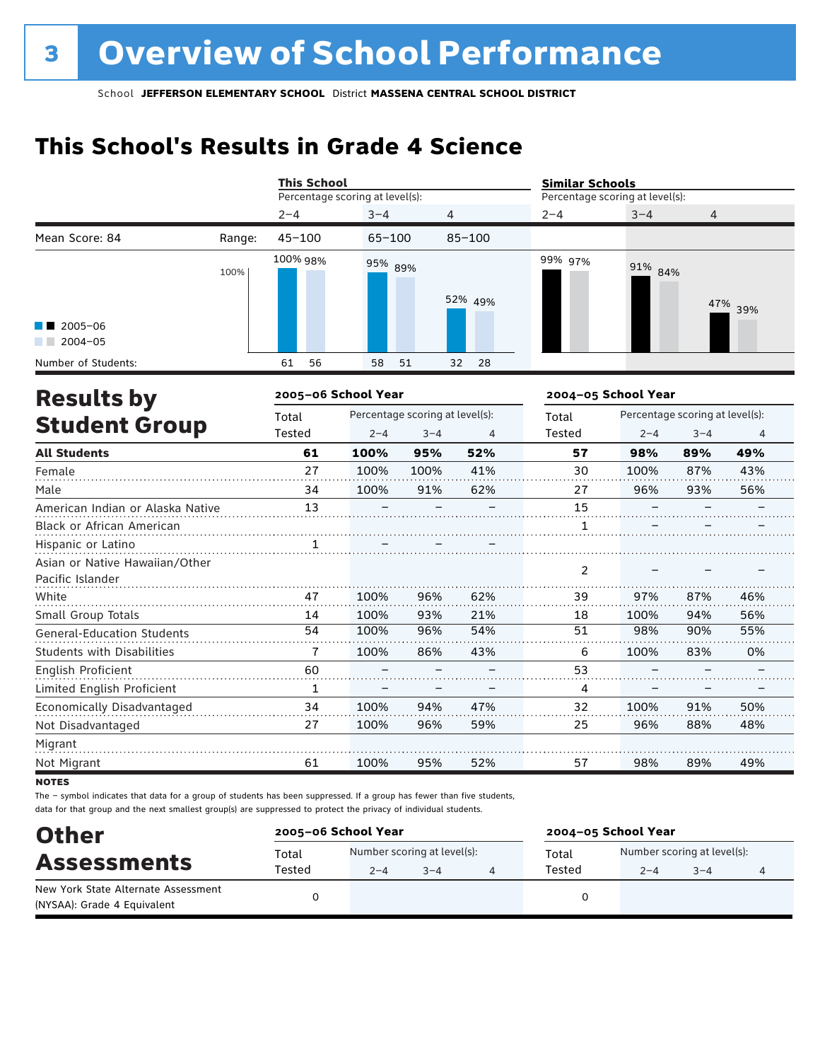# 3 Overview of School Performance

School **JEFFERSON ELEMENTARY SCHOOL** District **MASSENA CENTRAL SCHOOL DISTRICT**

## This School's Results in Grade 4 Science

| | This School | | | Similar Schools | | |
|---|---|---|---|---|---|---|
| | Percentage scoring at level(s): | | | Percentage scoring at level(s): | | |
| | 2–4 | 3–4 | 4 | 2–4 | 3–4 | 4 |
| Mean Score: 84 — Range: | 45–100 | 65–100 | 85–100 | | | |
| 2005–06 | 100% | 95% | 52% | 99% | 91% | 47% |
| 2004–05 | 98% | 89% | 49% | 97% | 84% | 39% |
| Number of Students (2005–06) | 61 | 58 | 32 | | | |
| Number of Students (2004–05) | 56 | 51 | 28 | | | |

## Results by Student Group

| | 2005–06 School Year | | | | 2004–05 School Year | | | |
|---|---|---|---|---|---|---|---|---|
| | Total Tested | Percentage scoring at level(s): | | | Total Tested | Percentage scoring at level(s): | | |
| | | 2–4 | 3–4 | 4 | | 2–4 | 3–4 | 4 |
| **All Students** | **61** | **100%** | **95%** | **52%** | **57** | **98%** | **89%** | **49%** |
| Female | 27 | 100% | 100% | 41% | 30 | 100% | 87% | 43% |
| Male | 34 | 100% | 91% | 62% | 27 | 96% | 93% | 56% |
| American Indian or Alaska Native | 13 | – | – | – | 15 | – | – | – |
| Black or African American | | | | | 1 | – | – | – |
| Hispanic or Latino | 1 | – | – | – | | | | |
| Asian or Native Hawaiian/Other Pacific Islander | | | | | 2 | – | – | – |
| White | 47 | 100% | 96% | 62% | 39 | 97% | 87% | 46% |
| Small Group Totals | 14 | 100% | 93% | 21% | 18 | 100% | 94% | 56% |
| General-Education Students | 54 | 100% | 96% | 54% | 51 | 98% | 90% | 55% |
| Students with Disabilities | 7 | 100% | 86% | 43% | 6 | 100% | 83% | 0% |
| English Proficient | 60 | – | – | – | 53 | – | – | – |
| Limited English Proficient | 1 | – | – | – | 4 | – | – | – |
| Economically Disadvantaged | 34 | 100% | 94% | 47% | 32 | 100% | 91% | 50% |
| Not Disadvantaged | 27 | 100% | 96% | 59% | 25 | 96% | 88% | 48% |
| Migrant | | | | | | | | |
| Not Migrant | 61 | 100% | 95% | 52% | 57 | 98% | 89% | 49% |

**NOTES**

The – symbol indicates that data for a group of students has been suppressed. If a group has fewer than five students, data for that group and the next smallest group(s) are suppressed to protect the privacy of individual students.

## Other Assessments

| | 2005–06 School Year | | | | 2004–05 School Year | | | |
|---|---|---|---|---|---|---|---|---|
| | Total Tested | Number scoring at level(s): | | | Total Tested | Number scoring at level(s): | | |
| | | 2–4 | 3–4 | 4 | | 2–4 | 3–4 | 4 |
| New York State Alternate Assessment (NYSAA): Grade 4 Equivalent | 0 | | | | 0 | | | |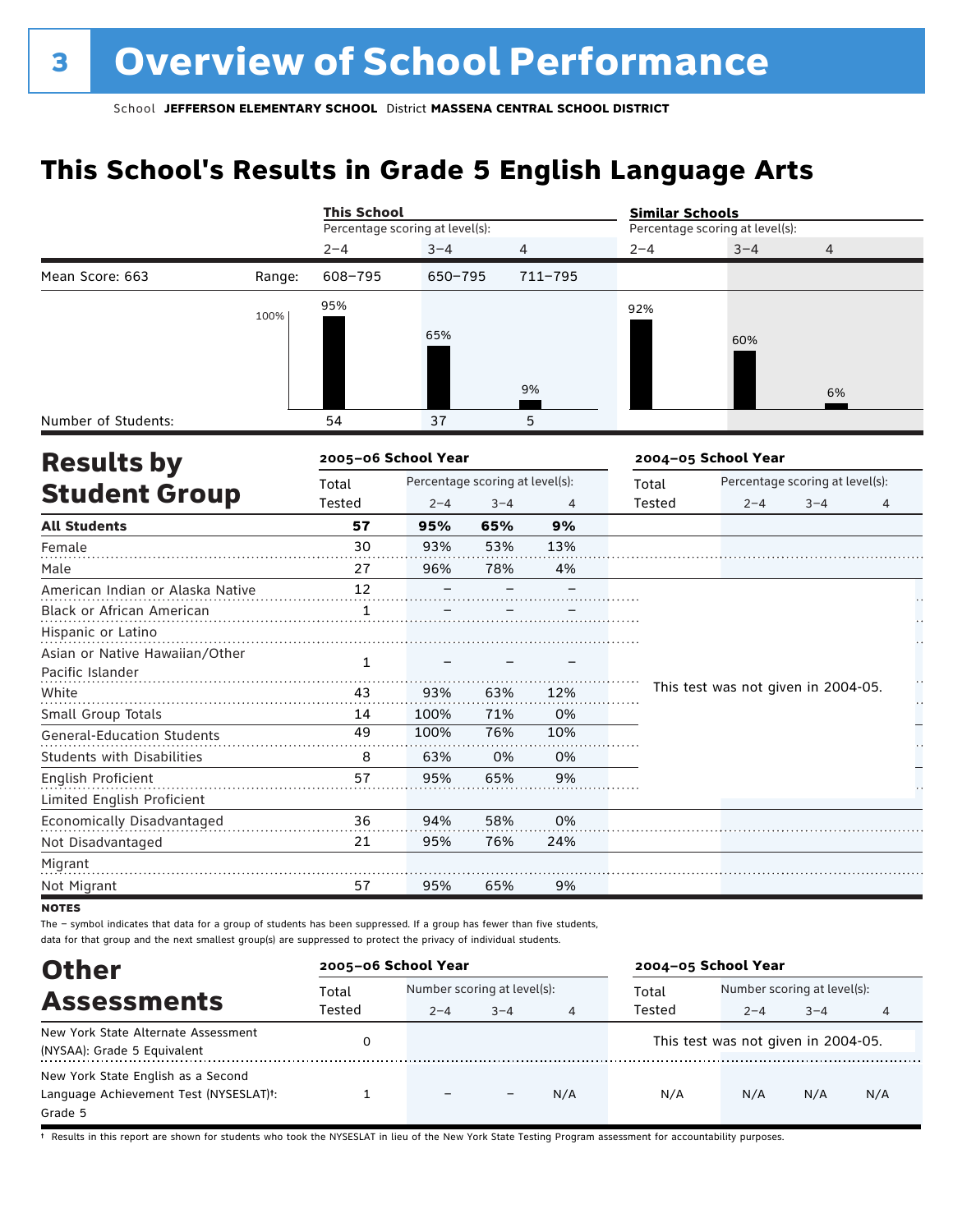# 3 Overview of School Performance

School **JEFFERSON ELEMENTARY SCHOOL** District **MASSENA CENTRAL SCHOOL DISTRICT**

## This School's Results in Grade 5 English Language Arts

| | | This School | | | Similar Schools | | |
|---|---|---|---|---|---|---|---|
| | | Percentage scoring at level(s): | | | Percentage scoring at level(s): | | |
| | | 2–4 | 3–4 | 4 | 2–4 | 3–4 | 4 |
| Mean Score: 663 | Range: | 608–795 | 650–795 | 711–795 | | | |
| | | 95% | 65% | 9% | 92% | 60% | 6% |
| Number of Students: | | 54 | 37 | 5 | | | |

## Results by Student Group

| | 2005–06 School Year | | | | 2004–05 School Year | | | |
|---|---|---|---|---|---|---|---|---|
| | Total Tested | Percentage scoring at level(s): 2–4 | 3–4 | 4 | Total Tested | Percentage scoring at level(s): 2–4 | 3–4 | 4 |
| **All Students** | **57** | **95%** | **65%** | **9%** | | | | |
| Female | 30 | 93% | 53% | 13% | | | | |
| Male | 27 | 96% | 78% | 4% | | | | |
| American Indian or Alaska Native | 12 | – | – | – | This test was not given in 2004-05. | | | |
| Black or African American | 1 | – | – | – | | | | |
| Hispanic or Latino | | | | | | | | |
| Asian or Native Hawaiian/Other Pacific Islander | 1 | – | – | – | | | | |
| White | 43 | 93% | 63% | 12% | | | | |
| Small Group Totals | 14 | 100% | 71% | 0% | | | | |
| General-Education Students | 49 | 100% | 76% | 10% | | | | |
| Students with Disabilities | 8 | 63% | 0% | 0% | | | | |
| English Proficient | 57 | 95% | 65% | 9% | | | | |
| Limited English Proficient | | | | | | | | |
| Economically Disadvantaged | 36 | 94% | 58% | 0% | | | | |
| Not Disadvantaged | 21 | 95% | 76% | 24% | | | | |
| Migrant | | | | | | | | |
| Not Migrant | 57 | 95% | 65% | 9% | | | | |

**NOTES**

The – symbol indicates that data for a group of students has been suppressed. If a group has fewer than five students, data for that group and the next smallest group(s) are suppressed to protect the privacy of individual students.

## Other Assessments

| | 2005–06 School Year | | | | 2004–05 School Year | | | |
|---|---|---|---|---|---|---|---|---|
| | Total Tested | Number scoring at level(s): 2–4 | 3–4 | 4 | Total Tested | Number scoring at level(s): 2–4 | 3–4 | 4 |
| New York State Alternate Assessment (NYSAA): Grade 5 Equivalent | 0 | | | | This test was not given in 2004-05. | | | |
| New York State English as a Second Language Achievement Test (NYSESLAT)†: Grade 5 | 1 | – | – | N/A | N/A | N/A | N/A | N/A |

† Results in this report are shown for students who took the NYSESLAT in lieu of the New York State Testing Program assessment for accountability purposes.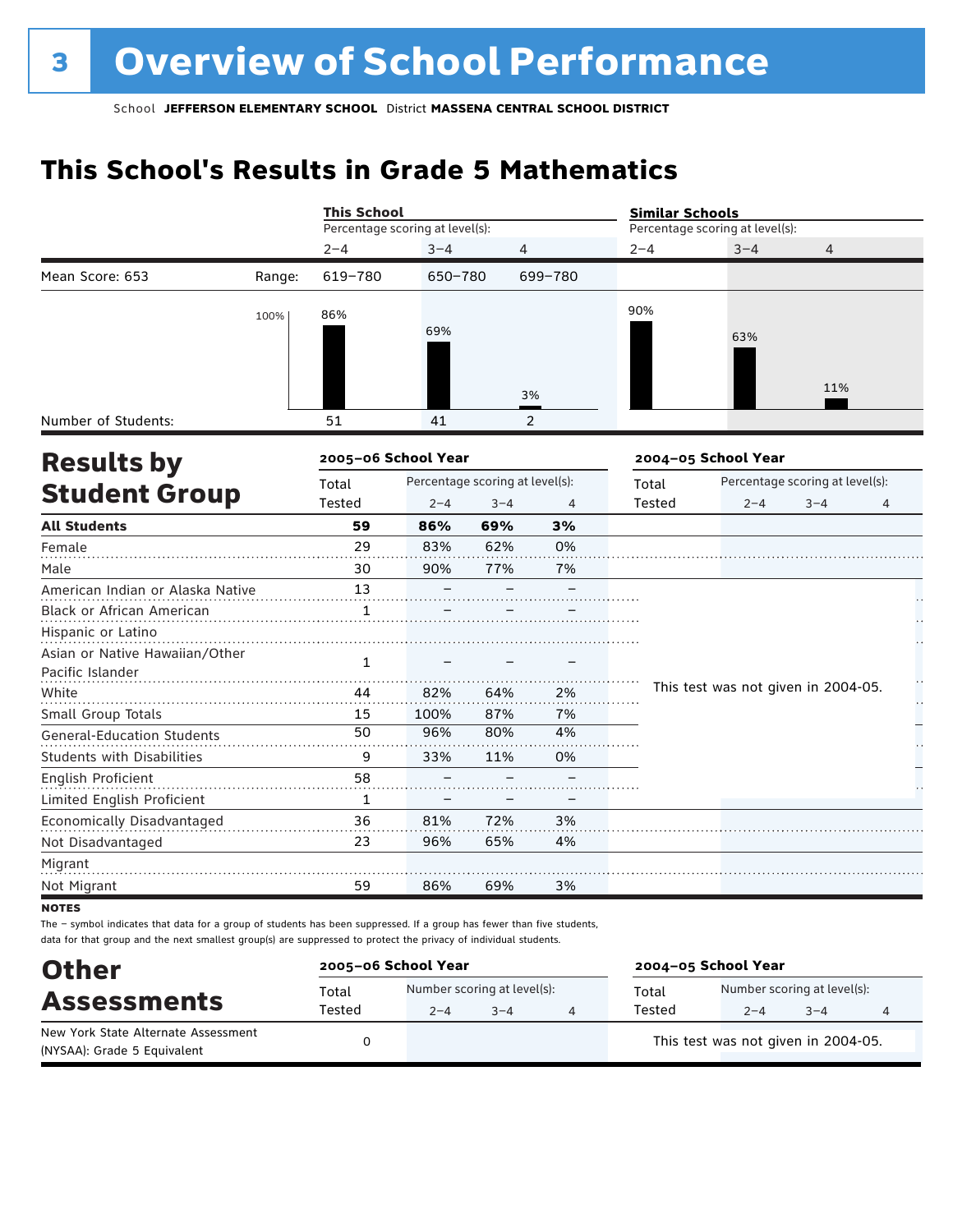# 3 Overview of School Performance

School **JEFFERSON ELEMENTARY SCHOOL** District **MASSENA CENTRAL SCHOOL DISTRICT**

## This School's Results in Grade 5 Mathematics

| | | This School: Percentage scoring at level(s): 2–4 | 3–4 | 4 | Similar Schools: Percentage scoring at level(s): 2–4 | 3–4 | 4 |
|---|---|---|---|---|---|---|---|
| Mean Score: 653 | Range: | 619–780 | 650–780 | 699–780 | | | |
| | | 86% | 69% | 3% | 90% | 63% | 11% |
| Number of Students: | | 51 | 41 | 2 | | | |

## Results by Student Group

| | 2005–06 School Year: Total Tested | Percentage scoring at level(s): 2–4 | 3–4 | 4 | 2004–05 School Year: Total Tested | Percentage scoring at level(s): 2–4 | 3–4 | 4 |
|---|---|---|---|---|---|---|---|---|
| **All Students** | **59** | **86%** | **69%** | **3%** | | | | |
| Female | 29 | 83% | 62% | 0% | | | | |
| Male | 30 | 90% | 77% | 7% | | | | |
| American Indian or Alaska Native | 13 | – | – | – | This test was not given in 2004-05. | | | |
| Black or African American | 1 | – | – | – | | | | |
| Hispanic or Latino | | | | | | | | |
| Asian or Native Hawaiian/Other Pacific Islander | 1 | – | – | – | | | | |
| White | 44 | 82% | 64% | 2% | | | | |
| Small Group Totals | 15 | 100% | 87% | 7% | | | | |
| General-Education Students | 50 | 96% | 80% | 4% | | | | |
| Students with Disabilities | 9 | 33% | 11% | 0% | | | | |
| English Proficient | 58 | – | – | – | | | | |
| Limited English Proficient | 1 | – | – | – | | | | |
| Economically Disadvantaged | 36 | 81% | 72% | 3% | | | | |
| Not Disadvantaged | 23 | 96% | 65% | 4% | | | | |
| Migrant | | | | | | | | |
| Not Migrant | 59 | 86% | 69% | 3% | | | | |

**NOTES**

The – symbol indicates that data for a group of students has been suppressed. If a group has fewer than five students, data for that group and the next smallest group(s) are suppressed to protect the privacy of individual students.

## Other Assessments

| | 2005–06 School Year: Total Tested | Number scoring at level(s): 2–4 | 3–4 | 4 | 2004–05 School Year: Total Tested | Number scoring at level(s): 2–4 | 3–4 | 4 |
|---|---|---|---|---|---|---|---|---|
| New York State Alternate Assessment (NYSAA): Grade 5 Equivalent | 0 | | | | This test was not given in 2004-05. | | | |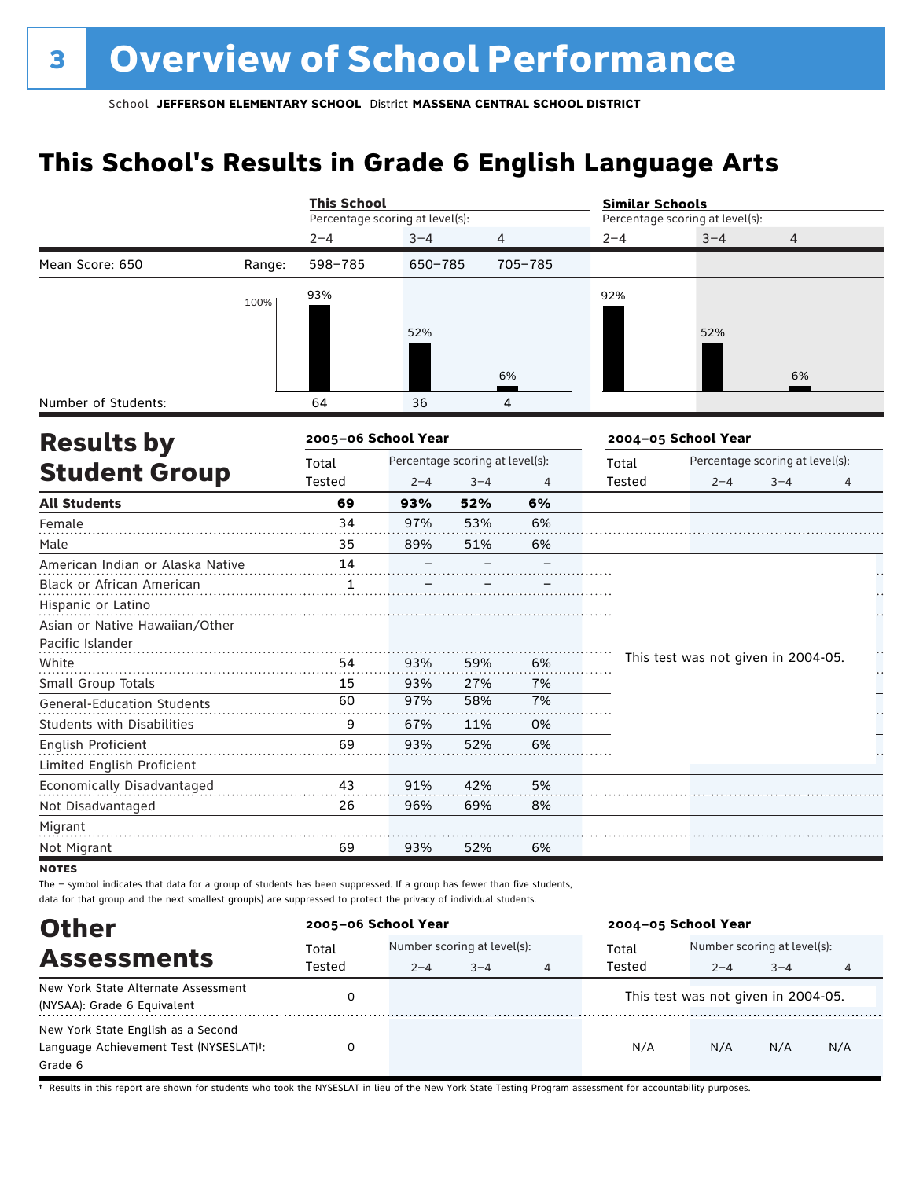# 3 Overview of School Performance

School **JEFFERSON ELEMENTARY SCHOOL** District **MASSENA CENTRAL SCHOOL DISTRICT**

## This School's Results in Grade 6 English Language Arts

| | | This School | | | Similar Schools | | |
|---|---|---|---|---|---|---|---|
| | | Percentage scoring at level(s): | | | Percentage scoring at level(s): | | |
| | | 2–4 | 3–4 | 4 | 2–4 | 3–4 | 4 |
| Mean Score: 650 | Range: | 598–785 | 650–785 | 705–785 | | | |
| | | 93% | 52% | 6% | 92% | 52% | 6% |
| Number of Students: | | 64 | 36 | 4 | | | |

## Results by Student Group

| | 2005–06 School Year | | | | 2004–05 School Year | | | |
|---|---|---|---|---|---|---|---|---|
| | Total Tested | Percentage scoring at level(s): 2–4 | 3–4 | 4 | Total Tested | Percentage scoring at level(s): 2–4 | 3–4 | 4 |
| **All Students** | **69** | **93%** | **52%** | **6%** | | | | |
| Female | 34 | 97% | 53% | 6% | | | | |
| Male | 35 | 89% | 51% | 6% | | | | |
| American Indian or Alaska Native | 14 | – | – | – | This test was not given in 2004-05. | | | |
| Black or African American | 1 | – | – | – | | | | |
| Hispanic or Latino | | | | | | | | |
| Asian or Native Hawaiian/Other Pacific Islander | | | | | | | | |
| White | 54 | 93% | 59% | 6% | | | | |
| Small Group Totals | 15 | 93% | 27% | 7% | | | | |
| General-Education Students | 60 | 97% | 58% | 7% | | | | |
| Students with Disabilities | 9 | 67% | 11% | 0% | | | | |
| English Proficient | 69 | 93% | 52% | 6% | | | | |
| Limited English Proficient | | | | | | | | |
| Economically Disadvantaged | 43 | 91% | 42% | 5% | | | | |
| Not Disadvantaged | 26 | 96% | 69% | 8% | | | | |
| Migrant | | | | | | | | |
| Not Migrant | 69 | 93% | 52% | 6% | | | | |

**NOTES**

The – symbol indicates that data for a group of students has been suppressed. If a group has fewer than five students, data for that group and the next smallest group(s) are suppressed to protect the privacy of individual students.

## Other Assessments

| | 2005–06 School Year | | | | 2004–05 School Year | | | |
|---|---|---|---|---|---|---|---|---|
| | Total Tested | Number scoring at level(s): 2–4 | 3–4 | 4 | Total Tested | Number scoring at level(s): 2–4 | 3–4 | 4 |
| New York State Alternate Assessment (NYSAA): Grade 6 Equivalent | 0 | | | | This test was not given in 2004-05. | | | |
| New York State English as a Second Language Achievement Test (NYSESLAT)†: Grade 6 | 0 | | | | N/A | N/A | N/A | N/A |

† Results in this report are shown for students who took the NYSESLAT in lieu of the New York State Testing Program assessment for accountability purposes.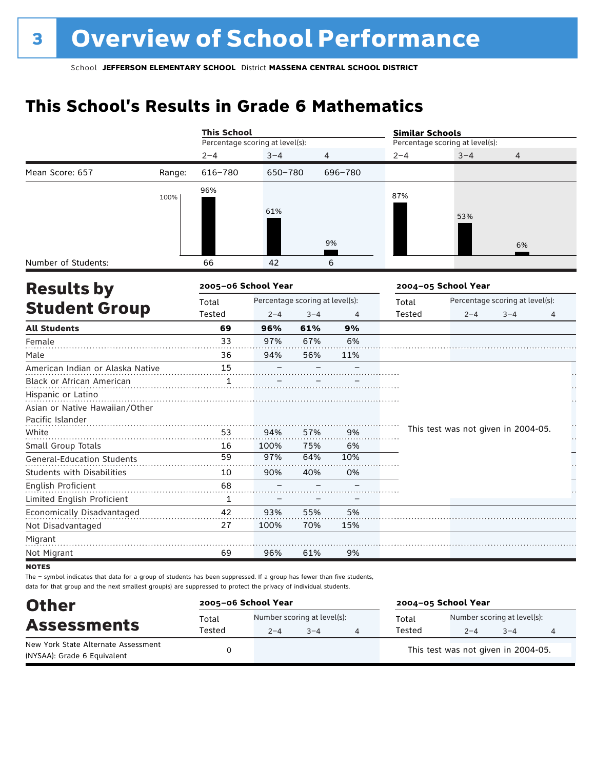# 3 Overview of School Performance

School **JEFFERSON ELEMENTARY SCHOOL** District **MASSENA CENTRAL SCHOOL DISTRICT**

## This School's Results in Grade 6 Mathematics

| | | This School<br>Percentage scoring at level(s): | | | Similar Schools<br>Percentage scoring at level(s): | | |
|---|---|---|---|---|---|---|---|
| | | 2–4 | 3–4 | 4 | 2–4 | 3–4 | 4 |
| Mean Score: 657 | Range: | 616–780 | 650–780 | 696–780 | | | |
| | | 96% | 61% | 9% | 87% | 53% | 6% |
| Number of Students: | | 66 | 42 | 6 | | | |

## Results by Student Group

| | 2005–06 School Year | | | | 2004–05 School Year | | | |
|---|---|---|---|---|---|---|---|---|
| | Total Tested | Percentage scoring at level(s): 2–4 | 3–4 | 4 | Total Tested | Percentage scoring at level(s): 2–4 | 3–4 | 4 |
| **All Students** | **69** | **96%** | **61%** | **9%** | | | | |
| Female | 33 | 97% | 67% | 6% | | | | |
| Male | 36 | 94% | 56% | 11% | | | | |
| American Indian or Alaska Native | 15 | – | – | – | This test was not given in 2004-05. | | | |
| Black or African American | 1 | – | – | – | | | | |
| Hispanic or Latino | | | | | | | | |
| Asian or Native Hawaiian/Other Pacific Islander | | | | | | | | |
| White | 53 | 94% | 57% | 9% | | | | |
| Small Group Totals | 16 | 100% | 75% | 6% | | | | |
| General-Education Students | 59 | 97% | 64% | 10% | | | | |
| Students with Disabilities | 10 | 90% | 40% | 0% | | | | |
| English Proficient | 68 | – | – | – | | | | |
| Limited English Proficient | 1 | – | – | – | | | | |
| Economically Disadvantaged | 42 | 93% | 55% | 5% | | | | |
| Not Disadvantaged | 27 | 100% | 70% | 15% | | | | |
| Migrant | | | | | | | | |
| Not Migrant | 69 | 96% | 61% | 9% | | | | |

**NOTES**

The – symbol indicates that data for a group of students has been suppressed. If a group has fewer than five students, data for that group and the next smallest group(s) are suppressed to protect the privacy of individual students.

## Other Assessments

| | 2005–06 School Year | | | | 2004–05 School Year | | | |
|---|---|---|---|---|---|---|---|---|
| | Total Tested | Number scoring at level(s): 2–4 | 3–4 | 4 | Total Tested | Number scoring at level(s): 2–4 | 3–4 | 4 |
| New York State Alternate Assessment (NYSAA): Grade 6 Equivalent | 0 | | | | This test was not given in 2004-05. | | | |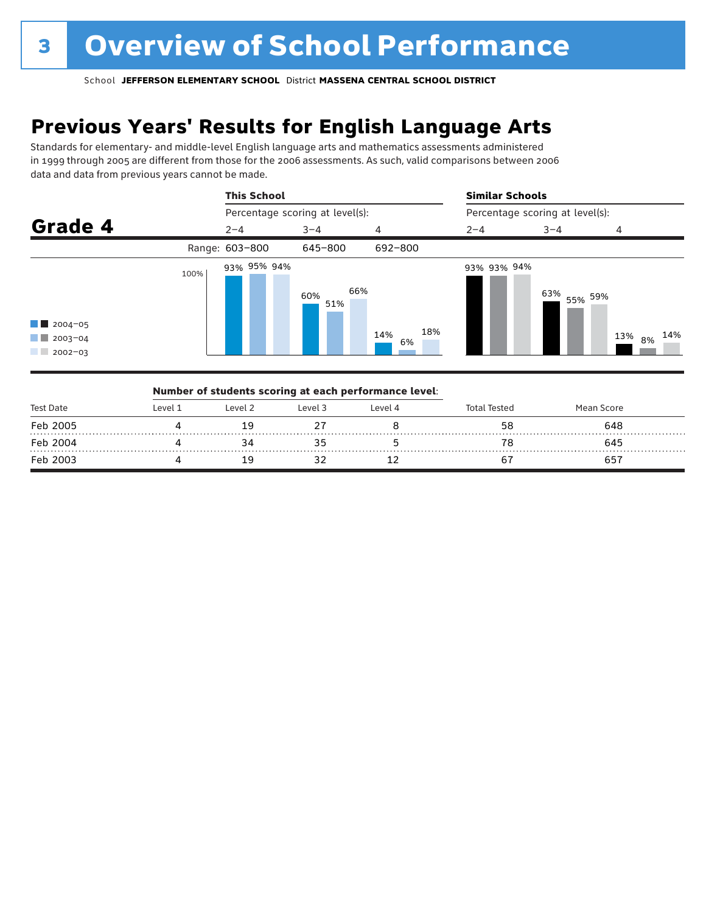# 3 Overview of School Performance

School **JEFFERSON ELEMENTARY SCHOOL** District **MASSENA CENTRAL SCHOOL DISTRICT**

## Previous Years' Results for English Language Arts

Standards for elementary- and middle-level English language arts and mathematics assessments administered in 1999 through 2005 are different from those for the 2006 assessments. As such, valid comparisons between 2006 data and data from previous years cannot be made.

### Grade 4

| | This School | | | Similar Schools | | |
|---|---|---|---|---|---|---|
| | Percentage scoring at level(s): | | | Percentage scoring at level(s): | | |
| | 2–4 | 3–4 | 4 | 2–4 | 3–4 | 4 |
| Range: | 603–800 | 645–800 | 692–800 | | | |
| 2004–05 | 93% | 60% | 14% | 93% | 63% | 13% |
| 2003–04 | 95% | 51% | 6% | 93% | 55% | 8% |
| 2002–03 | 94% | 66% | 18% | 94% | 59% | 14% |

**Number of students scoring at each performance level:**

| Test Date | Level 1 | Level 2 | Level 3 | Level 4 | Total Tested | Mean Score |
|---|---|---|---|---|---|---|
| Feb 2005 | 4 | 19 | 27 | 8 | 58 | 648 |
| Feb 2004 | 4 | 34 | 35 | 5 | 78 | 645 |
| Feb 2003 | 4 | 19 | 32 | 12 | 67 | 657 |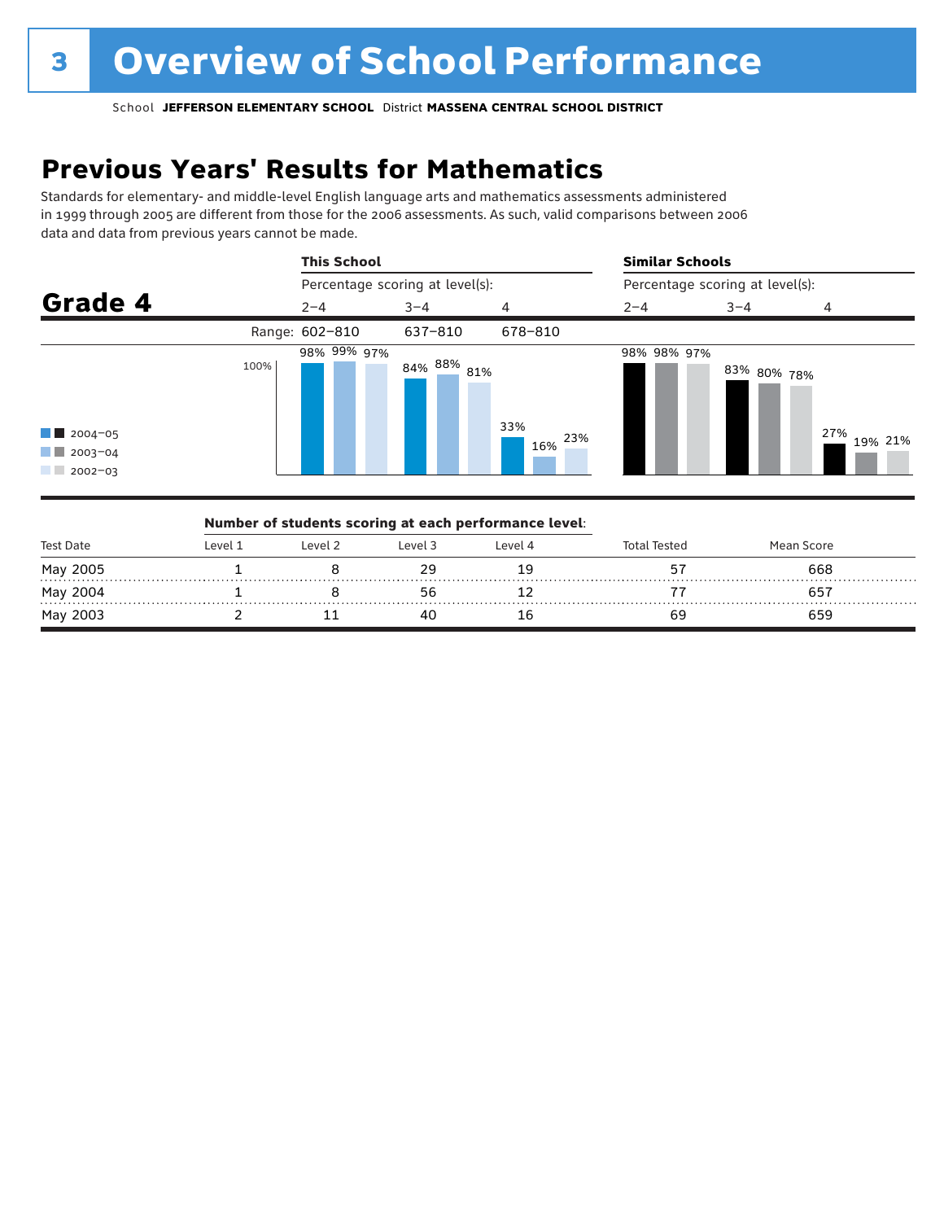# 3 Overview of School Performance

School **JEFFERSON ELEMENTARY SCHOOL** District **MASSENA CENTRAL SCHOOL DISTRICT**

## Previous Years' Results for Mathematics

Standards for elementary- and middle-level English language arts and mathematics assessments administered in 1999 through 2005 are different from those for the 2006 assessments. As such, valid comparisons between 2006 data and data from previous years cannot be made.

### Grade 4

**This School**

Percentage scoring at level(s):

2–4 3–4 4

Range: 602–810 637–810 678–810

100%

98% 99% 97% 84% 88% 81% 33% 16% 23%

**Similar Schools**

Percentage scoring at level(s):

2–4 3–4 4

98% 98% 97% 83% 80% 78% 27% 19% 21%

2004–05
2003–04
2002–03

**Number of students scoring at each performance level:**

| Test Date | Level 1 | Level 2 | Level 3 | Level 4 | Total Tested | Mean Score |
|---|---|---|---|---|---|---|
| May 2005 | 1 | 8 | 29 | 19 | 57 | 668 |
| May 2004 | 1 | 8 | 56 | 12 | 77 | 657 |
| May 2003 | 2 | 11 | 40 | 16 | 69 | 659 |